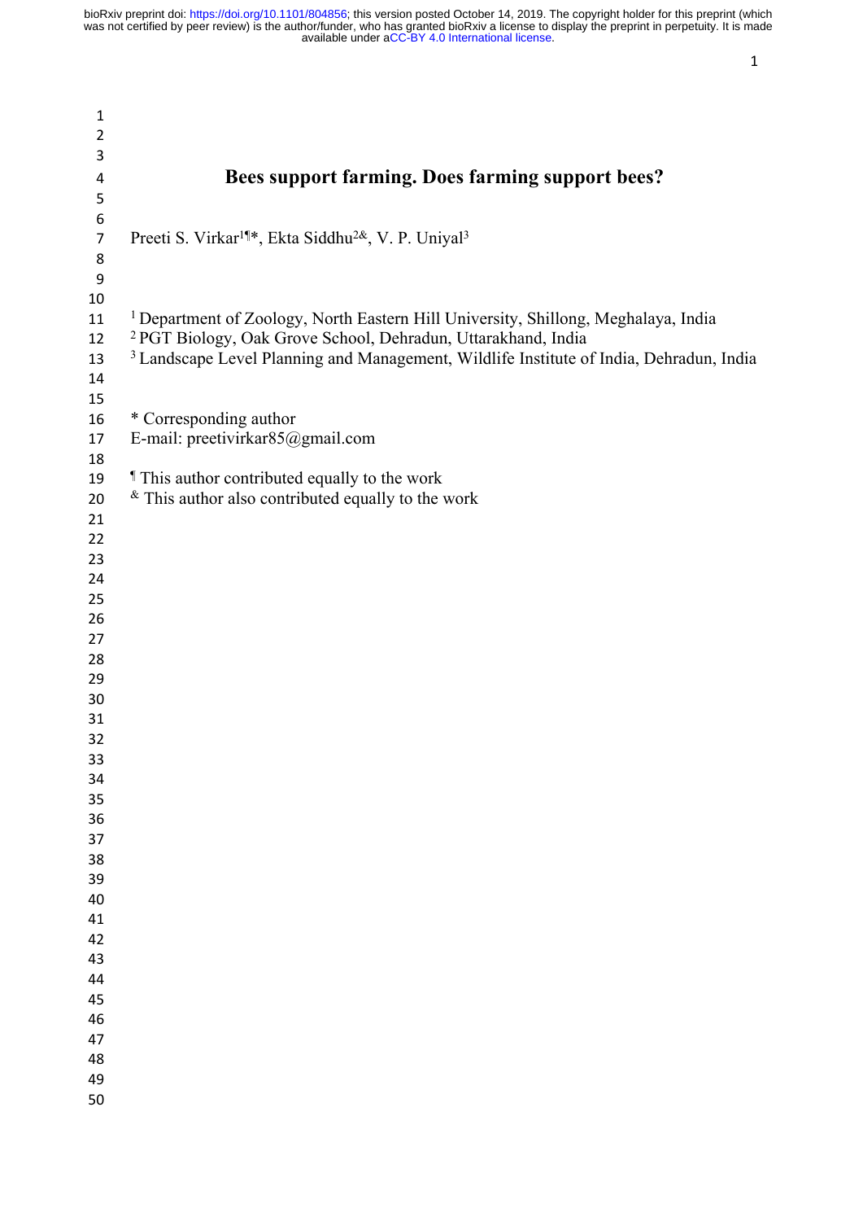# Bees support farming. Does farming support bees?

Preeti S. Virkar[1¶*], Ekta Siddhu[2&], V. P. Uniyal[3]

[1] Department of Zoology, North Eastern Hill University, Shillong, Meghalaya, India
[2] PGT Biology, Oak Grove School, Dehradun, Uttarakhand, India
[3] Landscape Level Planning and Management, Wildlife Institute of India, Dehradun, India

* Corresponding author
E-mail: preetivirkar85@gmail.com

¶ This author contributed equally to the work
& This author also contributed equally to the work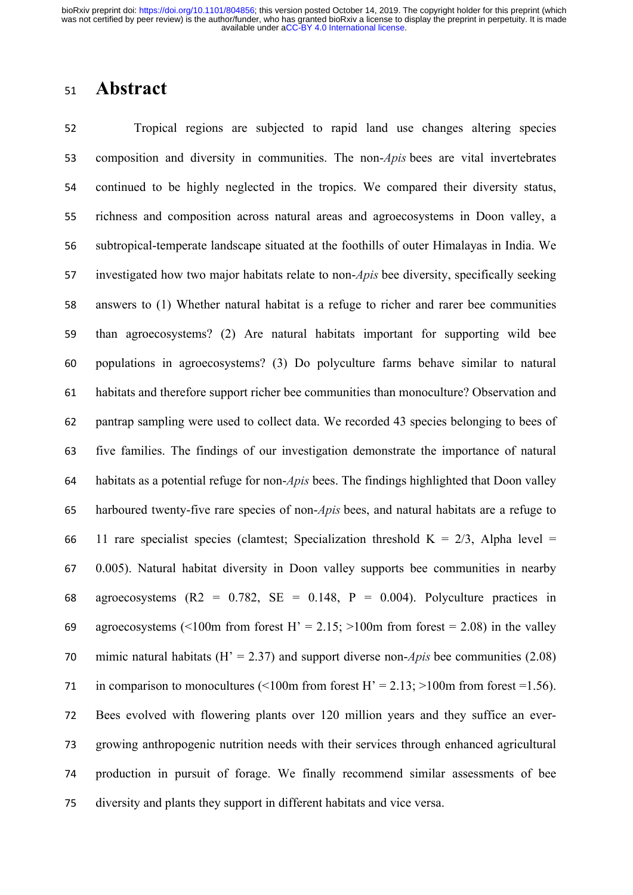# Abstract

Tropical regions are subjected to rapid land use changes altering species composition and diversity in communities. The non-*Apis* bees are vital invertebrates continued to be highly neglected in the tropics. We compared their diversity status, richness and composition across natural areas and agroecosystems in Doon valley, a subtropical-temperate landscape situated at the foothills of outer Himalayas in India. We investigated how two major habitats relate to non-*Apis* bee diversity, specifically seeking answers to (1) Whether natural habitat is a refuge to richer and rarer bee communities than agroecosystems? (2) Are natural habitats important for supporting wild bee populations in agroecosystems? (3) Do polyculture farms behave similar to natural habitats and therefore support richer bee communities than monoculture? Observation and pantrap sampling were used to collect data. We recorded 43 species belonging to bees of five families. The findings of our investigation demonstrate the importance of natural habitats as a potential refuge for non-*Apis* bees. The findings highlighted that Doon valley harboured twenty-five rare species of non-*Apis* bees, and natural habitats are a refuge to 11 rare specialist species (clamtest; Specialization threshold K = 2/3, Alpha level = 0.005). Natural habitat diversity in Doon valley supports bee communities in nearby agroecosystems ($R2 = 0.782$, $SE = 0.148$, $P = 0.004$). Polyculture practices in agroecosystems (<100m from forest H' = 2.15; >100m from forest = 2.08) in the valley mimic natural habitats (H' = 2.37) and support diverse non-*Apis* bee communities (2.08) in comparison to monocultures (<100m from forest H' = 2.13; >100m from forest =1.56). Bees evolved with flowering plants over 120 million years and they suffice an ever-growing anthropogenic nutrition needs with their services through enhanced agricultural production in pursuit of forage. We finally recommend similar assessments of bee diversity and plants they support in different habitats and vice versa.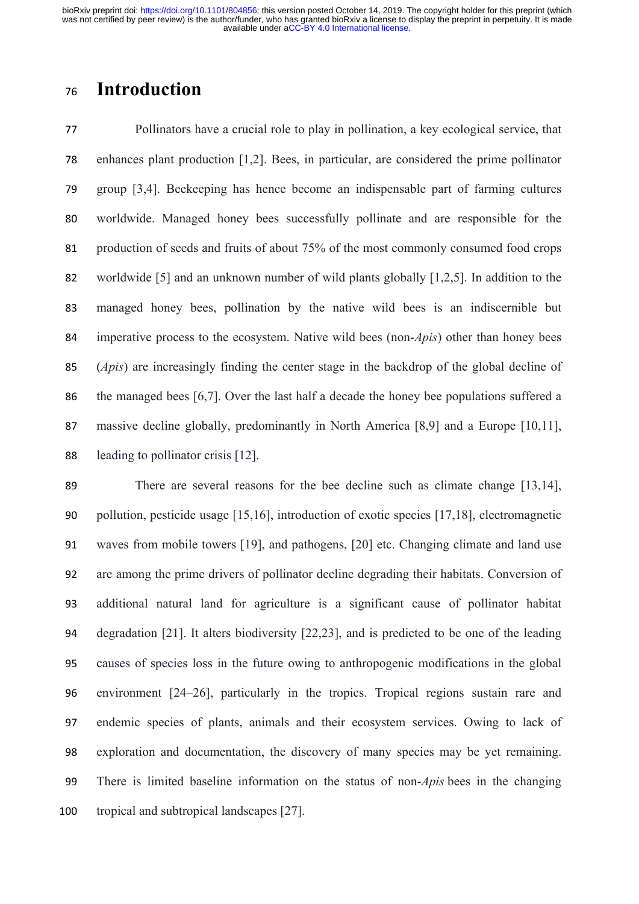# Introduction

Pollinators have a crucial role to play in pollination, a key ecological service, that enhances plant production [1,2]. Bees, in particular, are considered the prime pollinator group [3,4]. Beekeeping has hence become an indispensable part of farming cultures worldwide. Managed honey bees successfully pollinate and are responsible for the production of seeds and fruits of about 75% of the most commonly consumed food crops worldwide [5] and an unknown number of wild plants globally [1,2,5]. In addition to the managed honey bees, pollination by the native wild bees is an indiscernible but imperative process to the ecosystem. Native wild bees (non-*Apis*) other than honey bees (*Apis*) are increasingly finding the center stage in the backdrop of the global decline of the managed bees [6,7]. Over the last half a decade the honey bee populations suffered a massive decline globally, predominantly in North America [8,9] and a Europe [10,11], leading to pollinator crisis [12].

There are several reasons for the bee decline such as climate change [13,14], pollution, pesticide usage [15,16], introduction of exotic species [17,18], electromagnetic waves from mobile towers [19], and pathogens, [20] etc. Changing climate and land use are among the prime drivers of pollinator decline degrading their habitats. Conversion of additional natural land for agriculture is a significant cause of pollinator habitat degradation [21]. It alters biodiversity [22,23], and is predicted to be one of the leading causes of species loss in the future owing to anthropogenic modifications in the global environment [24–26], particularly in the tropics. Tropical regions sustain rare and endemic species of plants, animals and their ecosystem services. Owing to lack of exploration and documentation, the discovery of many species may be yet remaining. There is limited baseline information on the status of non-*Apis* bees in the changing tropical and subtropical landscapes [27].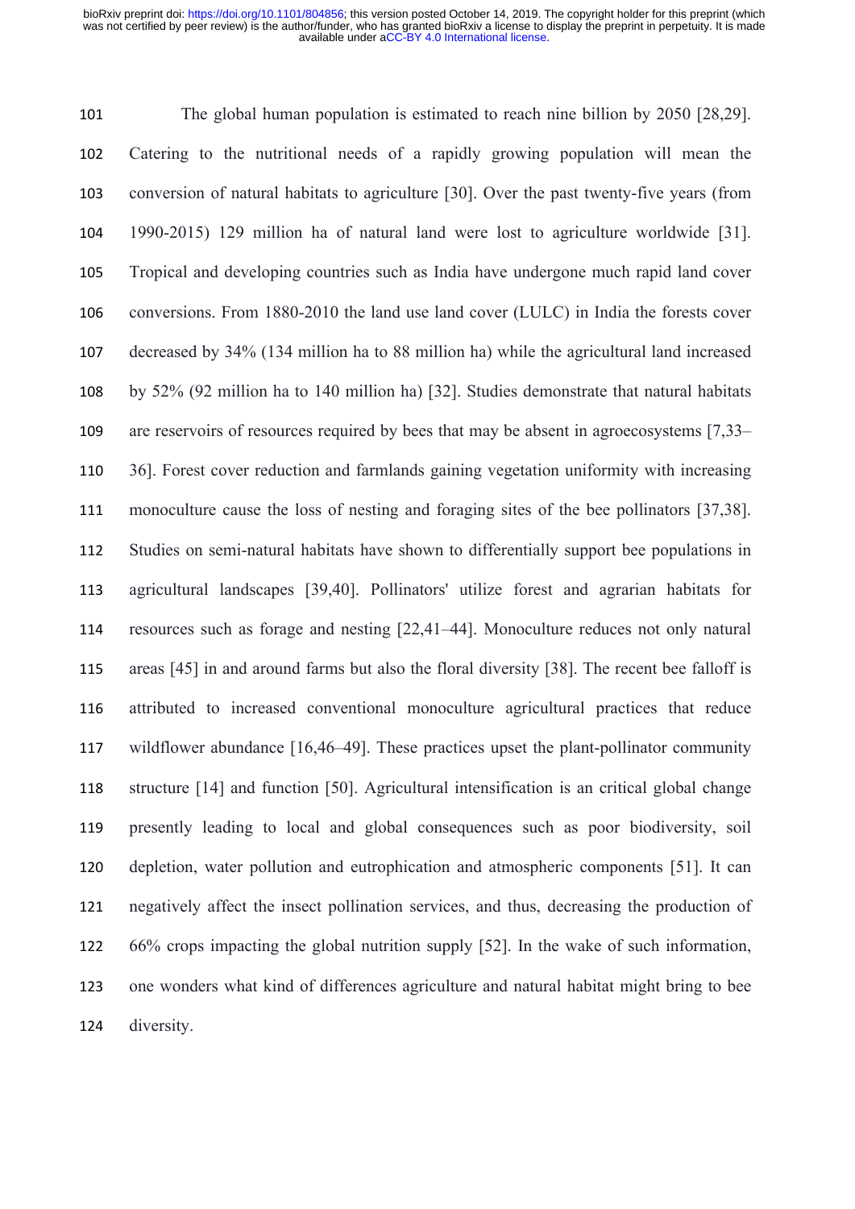The global human population is estimated to reach nine billion by 2050 [28,29]. Catering to the nutritional needs of a rapidly growing population will mean the conversion of natural habitats to agriculture [30]. Over the past twenty-five years (from 1990-2015) 129 million ha of natural land were lost to agriculture worldwide [31]. Tropical and developing countries such as India have undergone much rapid land cover conversions. From 1880-2010 the land use land cover (LULC) in India the forests cover decreased by 34% (134 million ha to 88 million ha) while the agricultural land increased by 52% (92 million ha to 140 million ha) [32]. Studies demonstrate that natural habitats are reservoirs of resources required by bees that may be absent in agroecosystems [7,33–36]. Forest cover reduction and farmlands gaining vegetation uniformity with increasing monoculture cause the loss of nesting and foraging sites of the bee pollinators [37,38]. Studies on semi-natural habitats have shown to differentially support bee populations in agricultural landscapes [39,40]. Pollinators' utilize forest and agrarian habitats for resources such as forage and nesting [22,41–44]. Monoculture reduces not only natural areas [45] in and around farms but also the floral diversity [38]. The recent bee falloff is attributed to increased conventional monoculture agricultural practices that reduce wildflower abundance [16,46–49]. These practices upset the plant-pollinator community structure [14] and function [50]. Agricultural intensification is an critical global change presently leading to local and global consequences such as poor biodiversity, soil depletion, water pollution and eutrophication and atmospheric components [51]. It can negatively affect the insect pollination services, and thus, decreasing the production of 66% crops impacting the global nutrition supply [52]. In the wake of such information, one wonders what kind of differences agriculture and natural habitat might bring to bee diversity.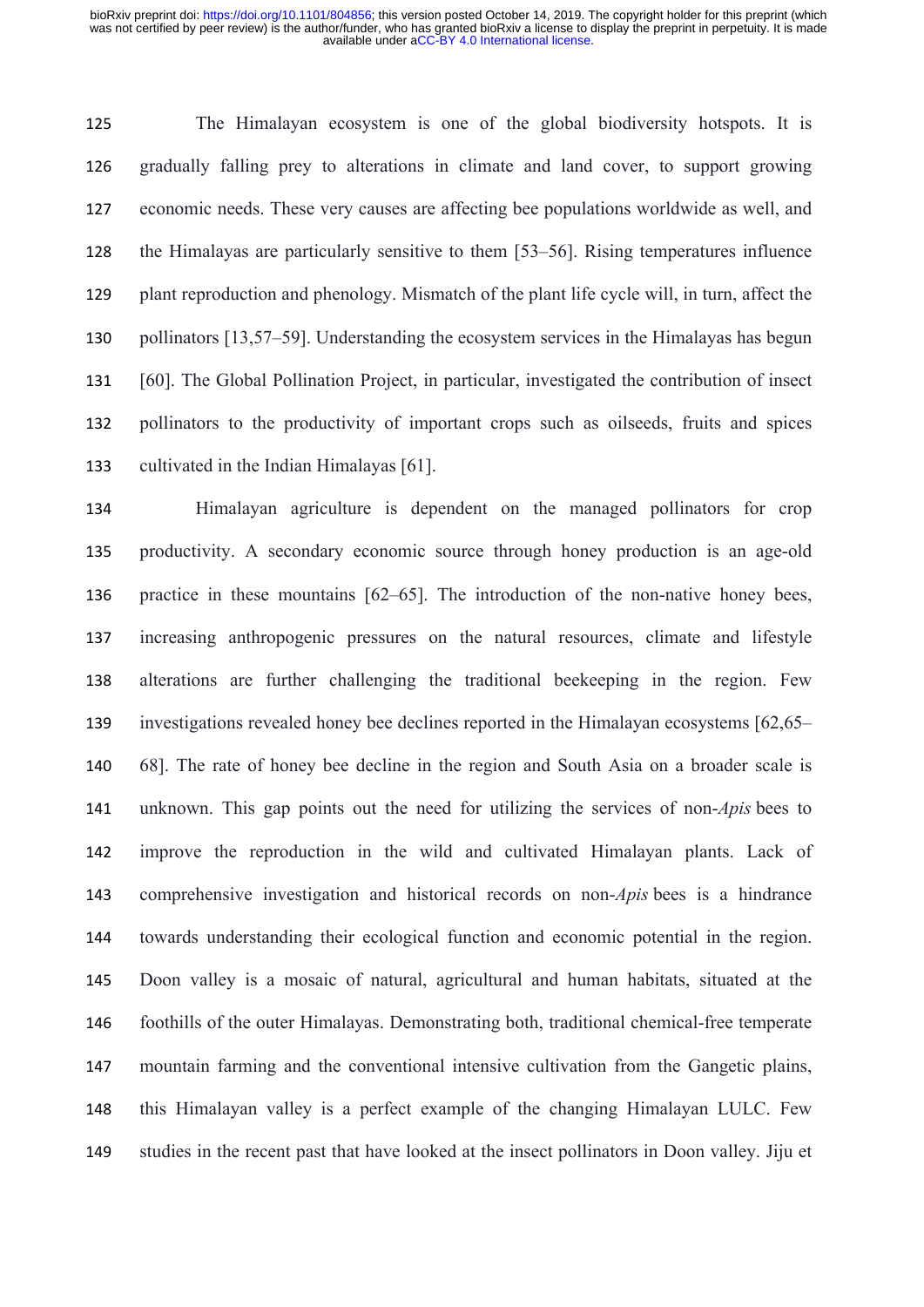The Himalayan ecosystem is one of the global biodiversity hotspots. It is gradually falling prey to alterations in climate and land cover, to support growing economic needs. These very causes are affecting bee populations worldwide as well, and the Himalayas are particularly sensitive to them [53–56]. Rising temperatures influence plant reproduction and phenology. Mismatch of the plant life cycle will, in turn, affect the pollinators [13,57–59]. Understanding the ecosystem services in the Himalayas has begun [60]. The Global Pollination Project, in particular, investigated the contribution of insect pollinators to the productivity of important crops such as oilseeds, fruits and spices cultivated in the Indian Himalayas [61].

Himalayan agriculture is dependent on the managed pollinators for crop productivity. A secondary economic source through honey production is an age-old practice in these mountains [62–65]. The introduction of the non-native honey bees, increasing anthropogenic pressures on the natural resources, climate and lifestyle alterations are further challenging the traditional beekeeping in the region. Few investigations revealed honey bee declines reported in the Himalayan ecosystems [62,65–68]. The rate of honey bee decline in the region and South Asia on a broader scale is unknown. This gap points out the need for utilizing the services of non-*Apis* bees to improve the reproduction in the wild and cultivated Himalayan plants. Lack of comprehensive investigation and historical records on non-*Apis* bees is a hindrance towards understanding their ecological function and economic potential in the region. Doon valley is a mosaic of natural, agricultural and human habitats, situated at the foothills of the outer Himalayas. Demonstrating both, traditional chemical-free temperate mountain farming and the conventional intensive cultivation from the Gangetic plains, this Himalayan valley is a perfect example of the changing Himalayan LULC. Few studies in the recent past that have looked at the insect pollinators in Doon valley. Jiju et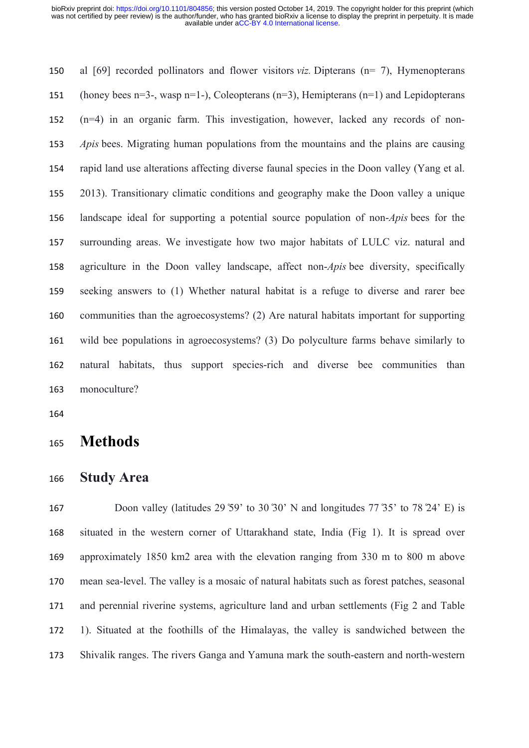al [69] recorded pollinators and flower visitors *viz.* Dipterans (n= 7), Hymenopterans (honey bees n=3-, wasp n=1-), Coleopterans (n=3), Hemipterans (n=1) and Lepidopterans (n=4) in an organic farm. This investigation, however, lacked any records of non-*Apis* bees. Migrating human populations from the mountains and the plains are causing rapid land use alterations affecting diverse faunal species in the Doon valley (Yang et al. 2013). Transitionary climatic conditions and geography make the Doon valley a unique landscape ideal for supporting a potential source population of non-*Apis* bees for the surrounding areas. We investigate how two major habitats of LULC viz. natural and agriculture in the Doon valley landscape, affect non-*Apis* bee diversity, specifically seeking answers to (1) Whether natural habitat is a refuge to diverse and rarer bee communities than the agroecosystems? (2) Are natural habitats important for supporting wild bee populations in agroecosystems? (3) Do polyculture farms behave similarly to natural habitats, thus support species-rich and diverse bee communities than monoculture?

# Methods

## Study Area

Doon valley (latitudes 29°59' to 30°30' N and longitudes 77°35' to 78°24' E) is situated in the western corner of Uttarakhand state, India (Fig 1). It is spread over approximately 1850 km2 area with the elevation ranging from 330 m to 800 m above mean sea-level. The valley is a mosaic of natural habitats such as forest patches, seasonal and perennial riverine systems, agriculture land and urban settlements (Fig 2 and Table 1). Situated at the foothills of the Himalayas, the valley is sandwiched between the Shivalik ranges. The rivers Ganga and Yamuna mark the south-eastern and north-western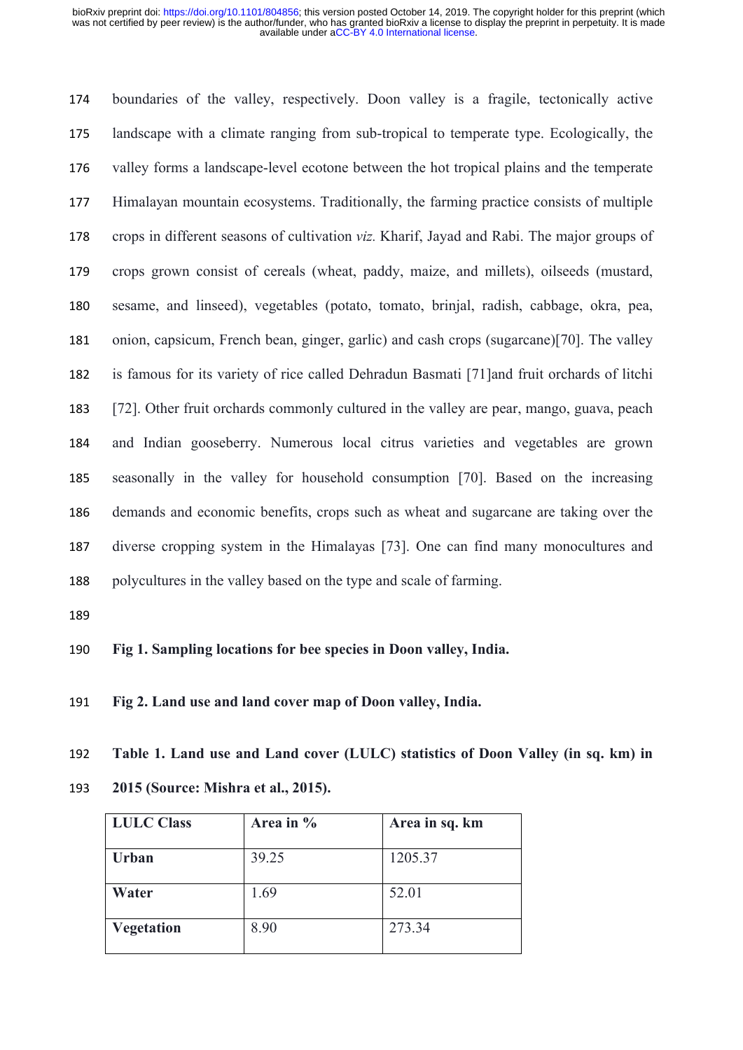boundaries of the valley, respectively. Doon valley is a fragile, tectonically active landscape with a climate ranging from sub-tropical to temperate type. Ecologically, the valley forms a landscape-level ecotone between the hot tropical plains and the temperate Himalayan mountain ecosystems. Traditionally, the farming practice consists of multiple crops in different seasons of cultivation *viz.* Kharif, Jayad and Rabi. The major groups of crops grown consist of cereals (wheat, paddy, maize, and millets), oilseeds (mustard, sesame, and linseed), vegetables (potato, tomato, brinjal, radish, cabbage, okra, pea, onion, capsicum, French bean, ginger, garlic) and cash crops (sugarcane)[70]. The valley is famous for its variety of rice called Dehradun Basmati [71]and fruit orchards of litchi [72]. Other fruit orchards commonly cultured in the valley are pear, mango, guava, peach and Indian gooseberry. Numerous local citrus varieties and vegetables are grown seasonally in the valley for household consumption [70]. Based on the increasing demands and economic benefits, crops such as wheat and sugarcane are taking over the diverse cropping system in the Himalayas [73]. One can find many monocultures and polycultures in the valley based on the type and scale of farming.

**Fig 1. Sampling locations for bee species in Doon valley, India.**

**Fig 2. Land use and land cover map of Doon valley, India.**

**Table 1. Land use and Land cover (LULC) statistics of Doon Valley (in sq. km) in 2015 (Source: Mishra et al., 2015).**

| LULC Class | Area in % | Area in sq. km |
|---|---|---|
| **Urban** | 39.25 | 1205.37 |
| **Water** | 1.69 | 52.01 |
| **Vegetation** | 8.90 | 273.34 |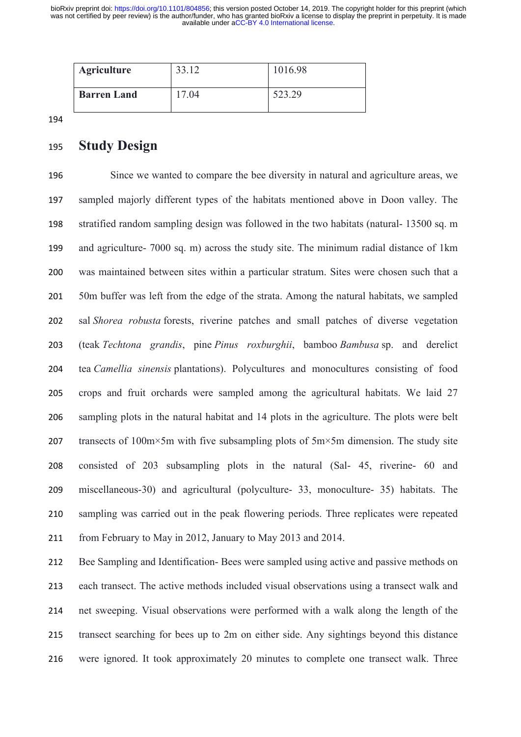| Agriculture | 33.12 | 1016.98 |
|---|---|---|
| Barren Land | 17.04 | 523.29 |

## Study Design

Since we wanted to compare the bee diversity in natural and agriculture areas, we sampled majorly different types of the habitats mentioned above in Doon valley. The stratified random sampling design was followed in the two habitats (natural- 13500 sq. m and agriculture- 7000 sq. m) across the study site. The minimum radial distance of 1km was maintained between sites within a particular stratum. Sites were chosen such that a 50m buffer was left from the edge of the strata. Among the natural habitats, we sampled sal *Shorea robusta* forests, riverine patches and small patches of diverse vegetation (teak *Techtona grandis*, pine *Pinus roxburghii*, bamboo *Bambusa* sp. and derelict tea *Camellia sinensis* plantations). Polycultures and monocultures consisting of food crops and fruit orchards were sampled among the agricultural habitats. We laid 27 sampling plots in the natural habitat and 14 plots in the agriculture. The plots were belt transects of 100m×5m with five subsampling plots of 5m×5m dimension. The study site consisted of 203 subsampling plots in the natural (Sal- 45, riverine- 60 and miscellaneous-30) and agricultural (polyculture- 33, monoculture- 35) habitats. The sampling was carried out in the peak flowering periods. Three replicates were repeated from February to May in 2012, January to May 2013 and 2014.

Bee Sampling and Identification- Bees were sampled using active and passive methods on each transect. The active methods included visual observations using a transect walk and net sweeping. Visual observations were performed with a walk along the length of the transect searching for bees up to 2m on either side. Any sightings beyond this distance were ignored. It took approximately 20 minutes to complete one transect walk. Three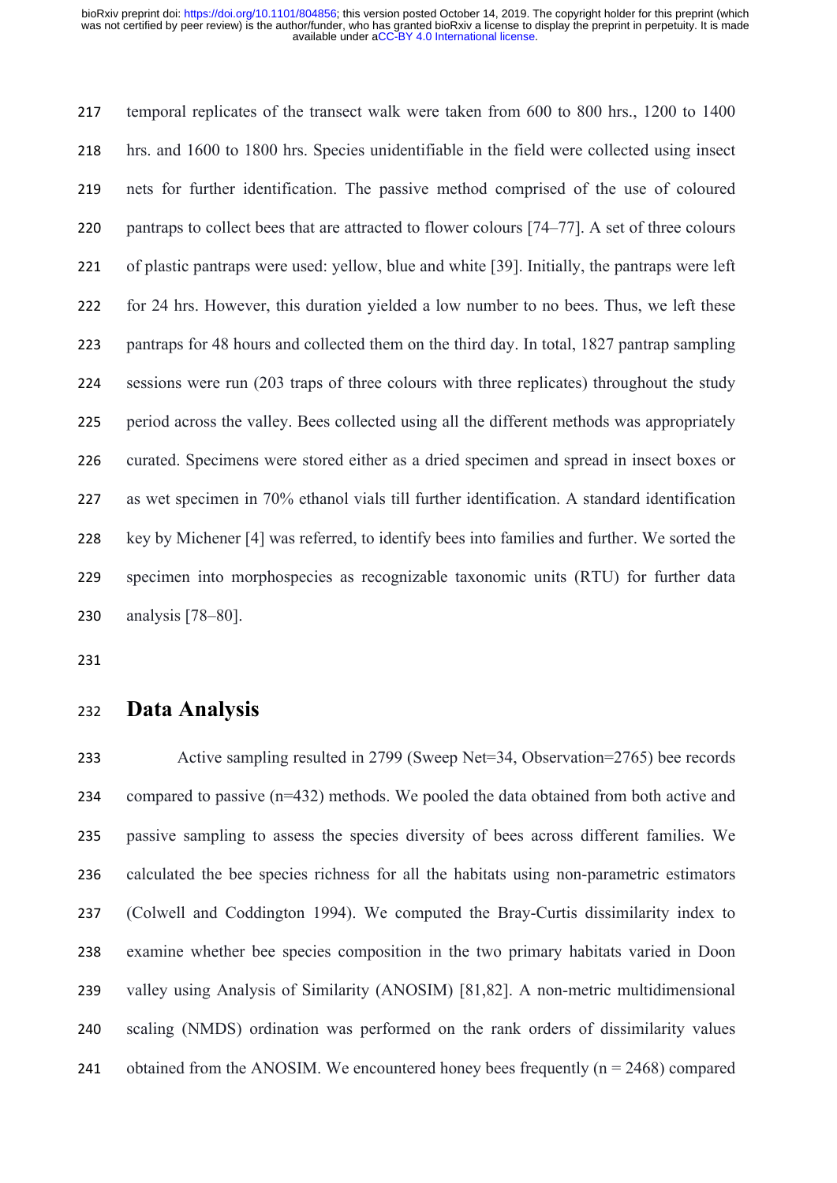temporal replicates of the transect walk were taken from 600 to 800 hrs., 1200 to 1400 hrs. and 1600 to 1800 hrs. Species unidentifiable in the field were collected using insect nets for further identification. The passive method comprised of the use of coloured pantraps to collect bees that are attracted to flower colours [74–77]. A set of three colours of plastic pantraps were used: yellow, blue and white [39]. Initially, the pantraps were left for 24 hrs. However, this duration yielded a low number to no bees. Thus, we left these pantraps for 48 hours and collected them on the third day. In total, 1827 pantrap sampling sessions were run (203 traps of three colours with three replicates) throughout the study period across the valley. Bees collected using all the different methods was appropriately curated. Specimens were stored either as a dried specimen and spread in insect boxes or as wet specimen in 70% ethanol vials till further identification. A standard identification key by Michener [4] was referred, to identify bees into families and further. We sorted the specimen into morphospecies as recognizable taxonomic units (RTU) for further data analysis [78–80].

# Data Analysis

Active sampling resulted in 2799 (Sweep Net=34, Observation=2765) bee records compared to passive (n=432) methods. We pooled the data obtained from both active and passive sampling to assess the species diversity of bees across different families. We calculated the bee species richness for all the habitats using non-parametric estimators (Colwell and Coddington 1994). We computed the Bray-Curtis dissimilarity index to examine whether bee species composition in the two primary habitats varied in Doon valley using Analysis of Similarity (ANOSIM) [81,82]. A non-metric multidimensional scaling (NMDS) ordination was performed on the rank orders of dissimilarity values obtained from the ANOSIM. We encountered honey bees frequently (n = 2468) compared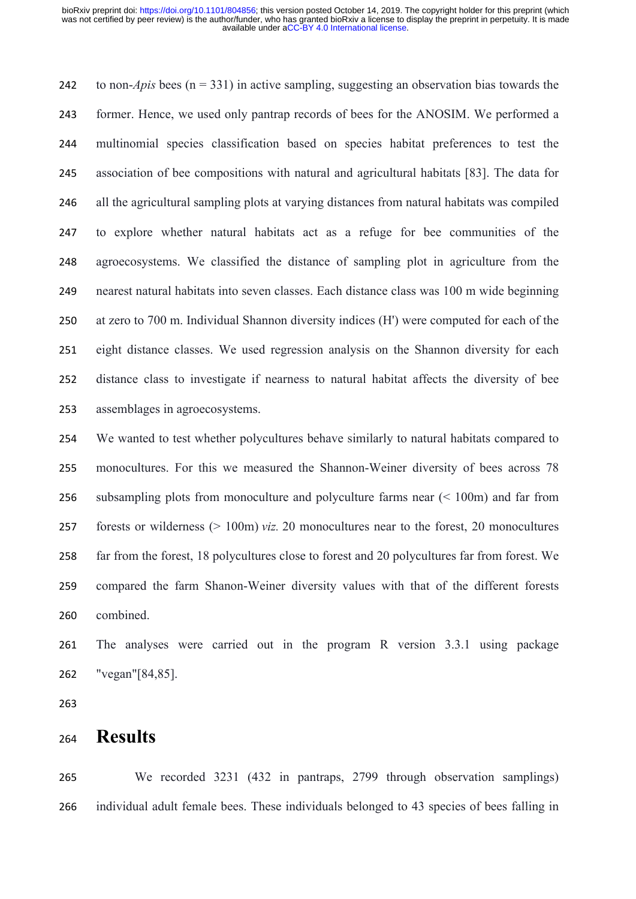to non-*Apis* bees (n = 331) in active sampling, suggesting an observation bias towards the former. Hence, we used only pantrap records of bees for the ANOSIM. We performed a multinomial species classification based on species habitat preferences to test the association of bee compositions with natural and agricultural habitats [83]. The data for all the agricultural sampling plots at varying distances from natural habitats was compiled to explore whether natural habitats act as a refuge for bee communities of the agroecosystems. We classified the distance of sampling plot in agriculture from the nearest natural habitats into seven classes. Each distance class was 100 m wide beginning at zero to 700 m. Individual Shannon diversity indices (H') were computed for each of the eight distance classes. We used regression analysis on the Shannon diversity for each distance class to investigate if nearness to natural habitat affects the diversity of bee assemblages in agroecosystems.

We wanted to test whether polycultures behave similarly to natural habitats compared to monocultures. For this we measured the Shannon-Weiner diversity of bees across 78 subsampling plots from monoculture and polyculture farms near (< 100m) and far from forests or wilderness (> 100m) *viz.* 20 monocultures near to the forest, 20 monocultures far from the forest, 18 polycultures close to forest and 20 polycultures far from forest. We compared the farm Shanon-Weiner diversity values with that of the different forests combined.

The analyses were carried out in the program R version 3.3.1 using package "vegan"[84,85].

# Results

We recorded 3231 (432 in pantraps, 2799 through observation samplings) individual adult female bees. These individuals belonged to 43 species of bees falling in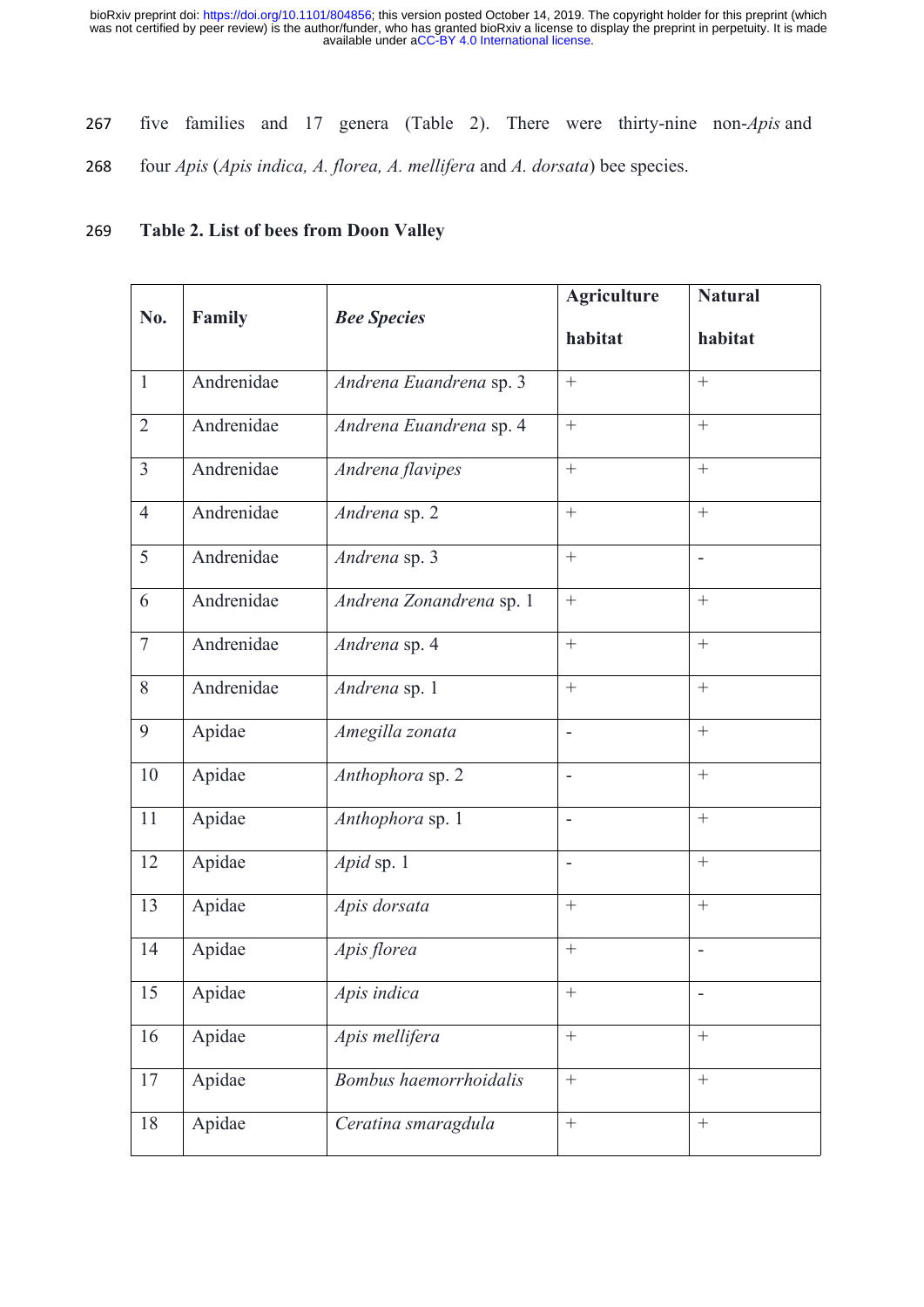five families and 17 genera (Table 2). There were thirty-nine non-*Apis* and four *Apis* (*Apis indica, A. florea, A. mellifera* and *A. dorsata*) bee species.

**Table 2. List of bees from Doon Valley**

| No. | Family | *Bee Species* | Agriculture habitat | Natural habitat |
|---|---|---|---|---|
| 1 | Andrenidae | *Andrena Euandrena* sp. 3 | + | + |
| 2 | Andrenidae | *Andrena Euandrena* sp. 4 | + | + |
| 3 | Andrenidae | *Andrena flavipes* | + | + |
| 4 | Andrenidae | *Andrena* sp. 2 | + | + |
| 5 | Andrenidae | *Andrena* sp. 3 | + | - |
| 6 | Andrenidae | *Andrena Zonandrena* sp. 1 | + | + |
| 7 | Andrenidae | *Andrena* sp. 4 | + | + |
| 8 | Andrenidae | *Andrena* sp. 1 | + | + |
| 9 | Apidae | *Amegilla zonata* | - | + |
| 10 | Apidae | *Anthophora* sp. 2 | - | + |
| 11 | Apidae | *Anthophora* sp. 1 | - | + |
| 12 | Apidae | *Apid* sp. 1 | - | + |
| 13 | Apidae | *Apis dorsata* | + | + |
| 14 | Apidae | *Apis florea* | + | - |
| 15 | Apidae | *Apis indica* | + | - |
| 16 | Apidae | *Apis mellifera* | + | + |
| 17 | Apidae | *Bombus haemorrhoidalis* | + | + |
| 18 | Apidae | *Ceratina smaragdula* | + | + |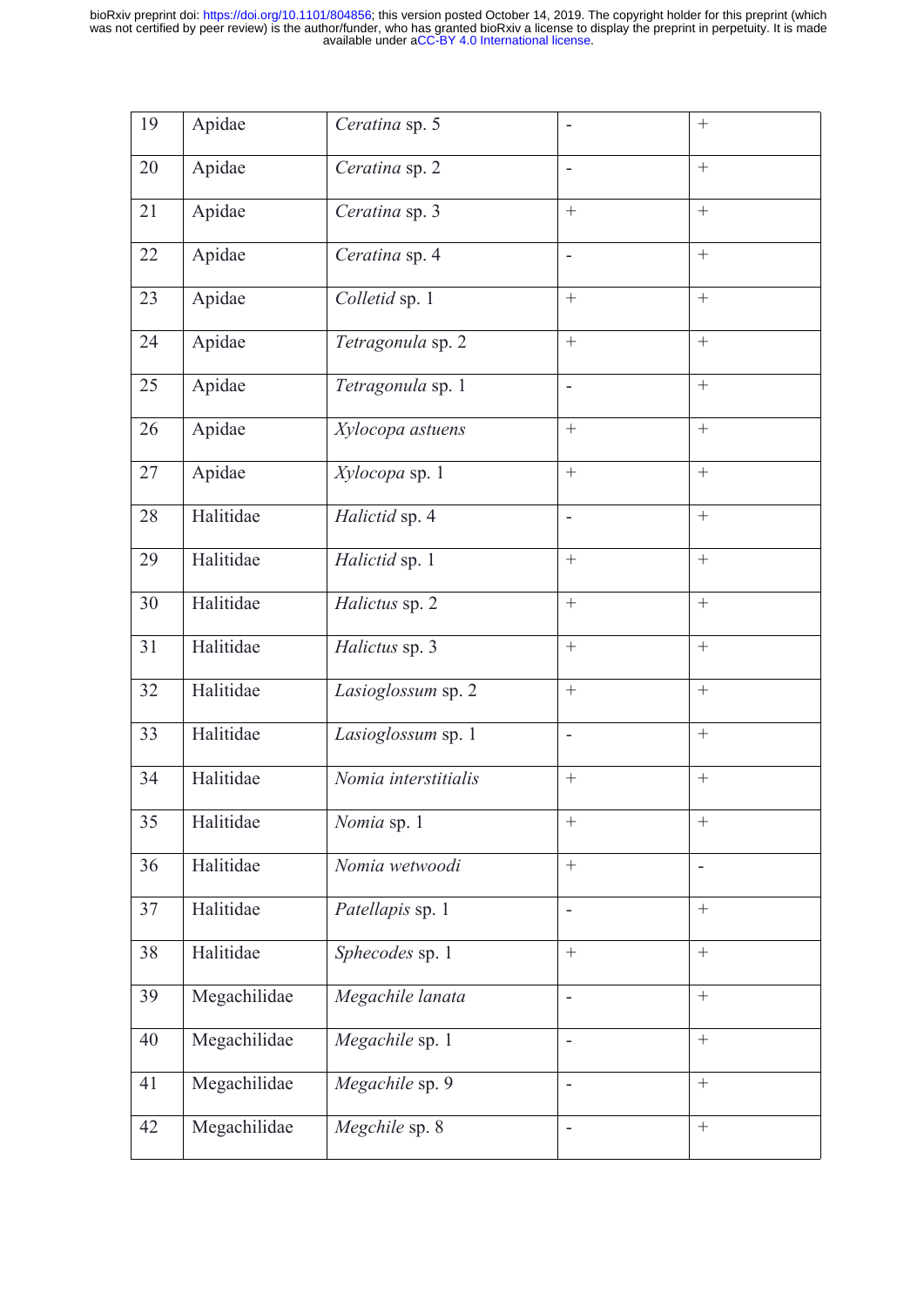| 19 | Apidae | *Ceratina* sp. 5 | - | + |
|---|---|---|---|---|
| 20 | Apidae | *Ceratina* sp. 2 | - | + |
| 21 | Apidae | *Ceratina* sp. 3 | + | + |
| 22 | Apidae | *Ceratina* sp. 4 | - | + |
| 23 | Apidae | *Colletid* sp. 1 | + | + |
| 24 | Apidae | *Tetragonula* sp. 2 | + | + |
| 25 | Apidae | *Tetragonula* sp. 1 | - | + |
| 26 | Apidae | *Xylocopa astuens* | + | + |
| 27 | Apidae | *Xylocopa* sp. 1 | + | + |
| 28 | Halitidae | *Halictid* sp. 4 | - | + |
| 29 | Halitidae | *Halictid* sp. 1 | + | + |
| 30 | Halitidae | *Halictus* sp. 2 | + | + |
| 31 | Halitidae | *Halictus* sp. 3 | + | + |
| 32 | Halitidae | *Lasioglossum* sp. 2 | + | + |
| 33 | Halitidae | *Lasioglossum* sp. 1 | - | + |
| 34 | Halitidae | *Nomia interstitialis* | + | + |
| 35 | Halitidae | *Nomia* sp. 1 | + | + |
| 36 | Halitidae | *Nomia wetwoodi* | + | - |
| 37 | Halitidae | *Patellapis* sp. 1 | - | + |
| 38 | Halitidae | *Sphecodes* sp. 1 | + | + |
| 39 | Megachilidae | *Megachile lanata* | - | + |
| 40 | Megachilidae | *Megachile* sp. 1 | - | + |
| 41 | Megachilidae | *Megachile* sp. 9 | - | + |
| 42 | Megachilidae | *Megchile* sp. 8 | - | + |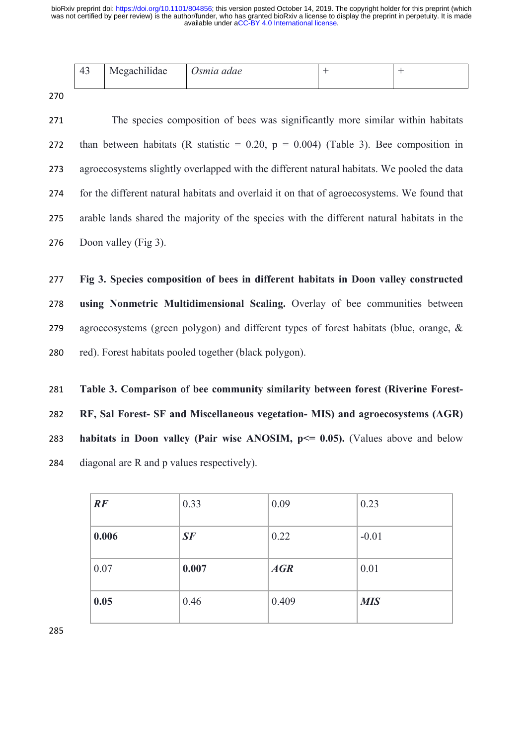| 43 | Megachilidae | *Osmia adae* | + | + |
|---|---|---|---|---|

The species composition of bees was significantly more similar within habitats than between habitats (R statistic = 0.20, p = 0.004) (Table 3). Bee composition in agroecosystems slightly overlapped with the different natural habitats. We pooled the data for the different natural habitats and overlaid it on that of agroecosystems. We found that arable lands shared the majority of the species with the different natural habitats in the Doon valley (Fig 3).

**Fig 3. Species composition of bees in different habitats in Doon valley constructed using Nonmetric Multidimensional Scaling.** Overlay of bee communities between agroecosystems (green polygon) and different types of forest habitats (blue, orange, & red). Forest habitats pooled together (black polygon).

**Table 3. Comparison of bee community similarity between forest (Riverine Forest-RF, Sal Forest- SF and Miscellaneous vegetation- MIS) and agroecosystems (AGR) habitats in Doon valley (Pair wise ANOSIM, p<= 0.05).** (Values above and below diagonal are R and p values respectively).

| ***RF*** | 0.33 | 0.09 | 0.23 |
|---|---|---|---|
| **0.006** | ***SF*** | 0.22 | -0.01 |
| 0.07 | **0.007** | ***AGR*** | 0.01 |
| **0.05** | 0.46 | 0.409 | ***MIS*** |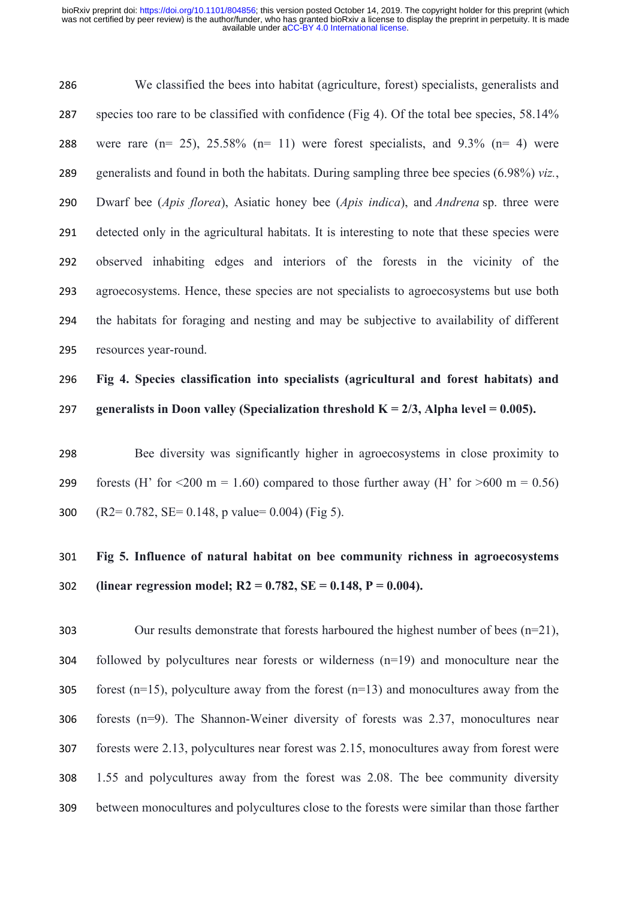We classified the bees into habitat (agriculture, forest) specialists, generalists and species too rare to be classified with confidence (Fig 4). Of the total bee species, 58.14% were rare (n= 25), 25.58% (n= 11) were forest specialists, and 9.3% (n= 4) were generalists and found in both the habitats. During sampling three bee species (6.98%) *viz.*, Dwarf bee (*Apis florea*), Asiatic honey bee (*Apis indica*), and *Andrena* sp. three were detected only in the agricultural habitats. It is interesting to note that these species were observed inhabiting edges and interiors of the forests in the vicinity of the agroecosystems. Hence, these species are not specialists to agroecosystems but use both the habitats for foraging and nesting and may be subjective to availability of different resources year-round.

**Fig 4. Species classification into specialists (agricultural and forest habitats) and generalists in Doon valley (Specialization threshold K = 2/3, Alpha level = 0.005).**

Bee diversity was significantly higher in agroecosystems in close proximity to forests (H' for <200 m = 1.60) compared to those further away (H' for >600 m = 0.56) ($R^2$= 0.782, SE= 0.148, p value= 0.004) (Fig 5).

**Fig 5. Influence of natural habitat on bee community richness in agroecosystems (linear regression model; $R^2$ = 0.782, SE = 0.148, P = 0.004).**

Our results demonstrate that forests harboured the highest number of bees (n=21), followed by polycultures near forests or wilderness (n=19) and monoculture near the forest (n=15), polyculture away from the forest (n=13) and monocultures away from the forests (n=9). The Shannon-Weiner diversity of forests was 2.37, monocultures near forests were 2.13, polycultures near forest was 2.15, monocultures away from forest were 1.55 and polycultures away from the forest was 2.08. The bee community diversity between monocultures and polycultures close to the forests were similar than those farther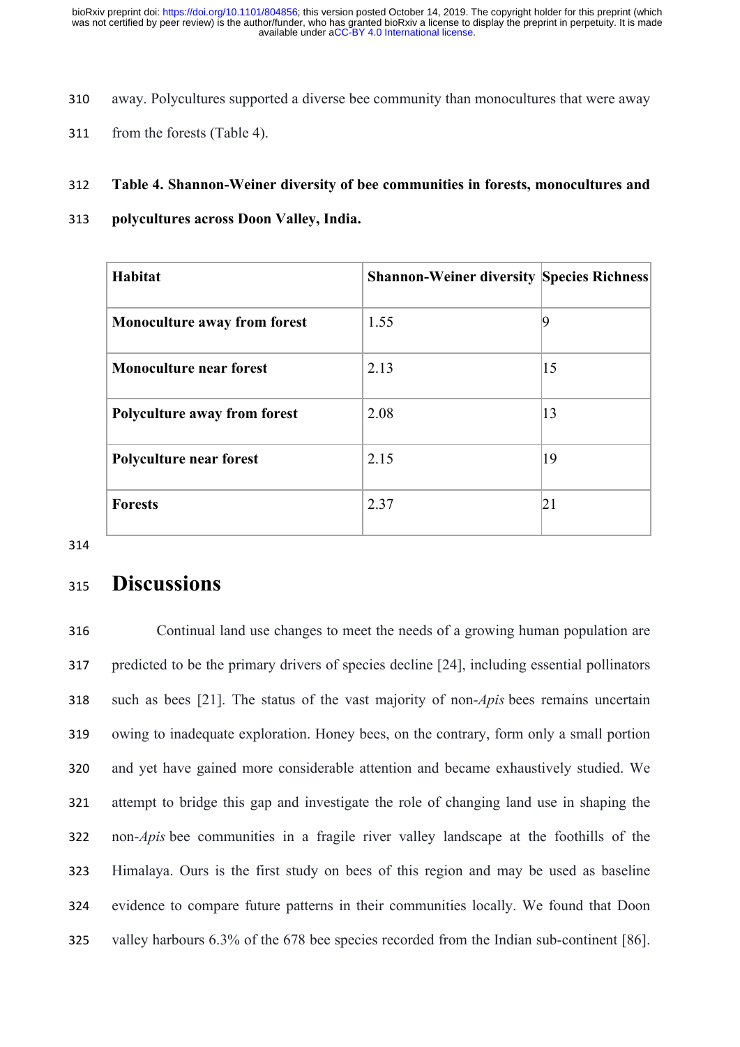away. Polycultures supported a diverse bee community than monocultures that were away from the forests (Table 4).

**Table 4. Shannon-Weiner diversity of bee communities in forests, monocultures and polycultures across Doon Valley, India.**

| Habitat | Shannon-Weiner diversity | Species Richness |
|---|---|---|
| **Monoculture away from forest** | 1.55 | 9 |
| **Monoculture near forest** | 2.13 | 15 |
| **Polyculture away from forest** | 2.08 | 13 |
| **Polyculture near forest** | 2.15 | 19 |
| **Forests** | 2.37 | 21 |

# Discussions

Continual land use changes to meet the needs of a growing human population are predicted to be the primary drivers of species decline [24], including essential pollinators such as bees [21]. The status of the vast majority of non-*Apis* bees remains uncertain owing to inadequate exploration. Honey bees, on the contrary, form only a small portion and yet have gained more considerable attention and became exhaustively studied. We attempt to bridge this gap and investigate the role of changing land use in shaping the non-*Apis* bee communities in a fragile river valley landscape at the foothills of the Himalaya. Ours is the first study on bees of this region and may be used as baseline evidence to compare future patterns in their communities locally. We found that Doon valley harbours 6.3% of the 678 bee species recorded from the Indian sub-continent [86].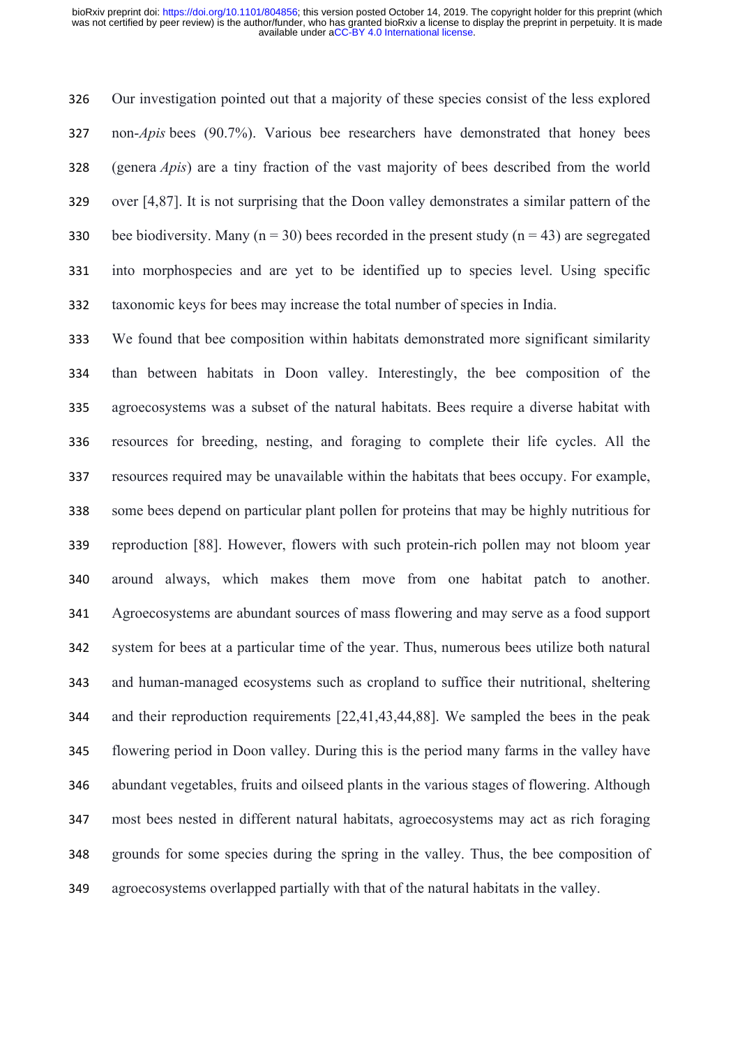Our investigation pointed out that a majority of these species consist of the less explored non-*Apis* bees (90.7%). Various bee researchers have demonstrated that honey bees (genera *Apis*) are a tiny fraction of the vast majority of bees described from the world over [4,87]. It is not surprising that the Doon valley demonstrates a similar pattern of the bee biodiversity. Many ($n = 30$) bees recorded in the present study ($n = 43$) are segregated into morphospecies and are yet to be identified up to species level. Using specific taxonomic keys for bees may increase the total number of species in India.

We found that bee composition within habitats demonstrated more significant similarity than between habitats in Doon valley. Interestingly, the bee composition of the agroecosystems was a subset of the natural habitats. Bees require a diverse habitat with resources for breeding, nesting, and foraging to complete their life cycles. All the resources required may be unavailable within the habitats that bees occupy. For example, some bees depend on particular plant pollen for proteins that may be highly nutritious for reproduction [88]. However, flowers with such protein-rich pollen may not bloom year around always, which makes them move from one habitat patch to another. Agroecosystems are abundant sources of mass flowering and may serve as a food support system for bees at a particular time of the year. Thus, numerous bees utilize both natural and human-managed ecosystems such as cropland to suffice their nutritional, sheltering and their reproduction requirements [22,41,43,44,88]. We sampled the bees in the peak flowering period in Doon valley. During this is the period many farms in the valley have abundant vegetables, fruits and oilseed plants in the various stages of flowering. Although most bees nested in different natural habitats, agroecosystems may act as rich foraging grounds for some species during the spring in the valley. Thus, the bee composition of agroecosystems overlapped partially with that of the natural habitats in the valley.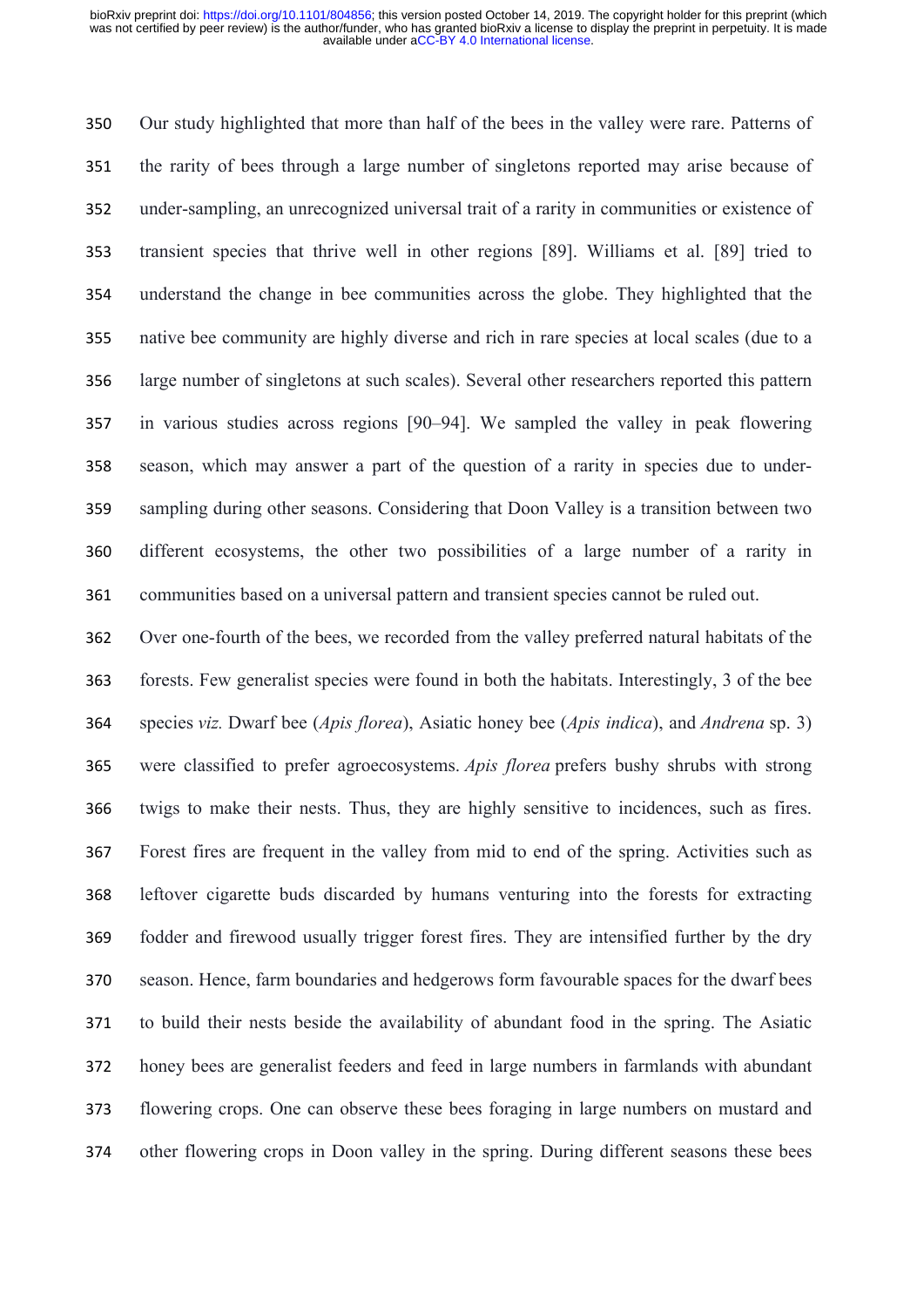Our study highlighted that more than half of the bees in the valley were rare. Patterns of the rarity of bees through a large number of singletons reported may arise because of under-sampling, an unrecognized universal trait of a rarity in communities or existence of transient species that thrive well in other regions [89]. Williams et al. [89] tried to understand the change in bee communities across the globe. They highlighted that the native bee community are highly diverse and rich in rare species at local scales (due to a large number of singletons at such scales). Several other researchers reported this pattern in various studies across regions [90–94]. We sampled the valley in peak flowering season, which may answer a part of the question of a rarity in species due to under-sampling during other seasons. Considering that Doon Valley is a transition between two different ecosystems, the other two possibilities of a large number of a rarity in communities based on a universal pattern and transient species cannot be ruled out.

Over one-fourth of the bees, we recorded from the valley preferred natural habitats of the forests. Few generalist species were found in both the habitats. Interestingly, 3 of the bee species *viz.* Dwarf bee (*Apis florea*), Asiatic honey bee (*Apis indica*), and *Andrena* sp. 3) were classified to prefer agroecosystems. *Apis florea* prefers bushy shrubs with strong twigs to make their nests. Thus, they are highly sensitive to incidences, such as fires. Forest fires are frequent in the valley from mid to end of the spring. Activities such as leftover cigarette buds discarded by humans venturing into the forests for extracting fodder and firewood usually trigger forest fires. They are intensified further by the dry season. Hence, farm boundaries and hedgerows form favourable spaces for the dwarf bees to build their nests beside the availability of abundant food in the spring. The Asiatic honey bees are generalist feeders and feed in large numbers in farmlands with abundant flowering crops. One can observe these bees foraging in large numbers on mustard and other flowering crops in Doon valley in the spring. During different seasons these bees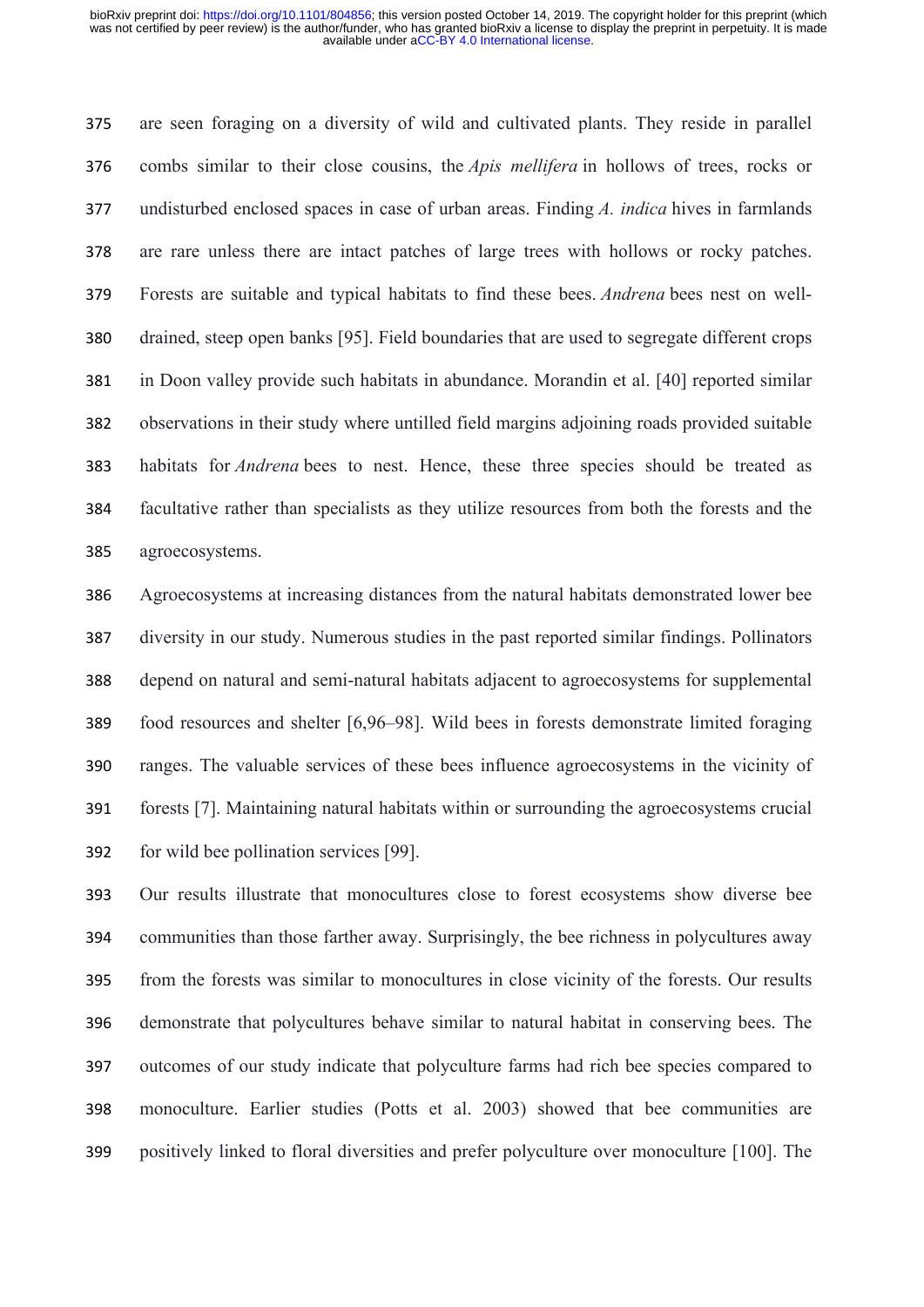are seen foraging on a diversity of wild and cultivated plants. They reside in parallel combs similar to their close cousins, the *Apis mellifera* in hollows of trees, rocks or undisturbed enclosed spaces in case of urban areas. Finding *A. indica* hives in farmlands are rare unless there are intact patches of large trees with hollows or rocky patches. Forests are suitable and typical habitats to find these bees. *Andrena* bees nest on well-drained, steep open banks [95]. Field boundaries that are used to segregate different crops in Doon valley provide such habitats in abundance. Morandin et al. [40] reported similar observations in their study where untilled field margins adjoining roads provided suitable habitats for *Andrena* bees to nest. Hence, these three species should be treated as facultative rather than specialists as they utilize resources from both the forests and the agroecosystems.

Agroecosystems at increasing distances from the natural habitats demonstrated lower bee diversity in our study. Numerous studies in the past reported similar findings. Pollinators depend on natural and semi-natural habitats adjacent to agroecosystems for supplemental food resources and shelter [6,96–98]. Wild bees in forests demonstrate limited foraging ranges. The valuable services of these bees influence agroecosystems in the vicinity of forests [7]. Maintaining natural habitats within or surrounding the agroecosystems crucial for wild bee pollination services [99].

Our results illustrate that monocultures close to forest ecosystems show diverse bee communities than those farther away. Surprisingly, the bee richness in polycultures away from the forests was similar to monocultures in close vicinity of the forests. Our results demonstrate that polycultures behave similar to natural habitat in conserving bees. The outcomes of our study indicate that polyculture farms had rich bee species compared to monoculture. Earlier studies (Potts et al. 2003) showed that bee communities are positively linked to floral diversities and prefer polyculture over monoculture [100]. The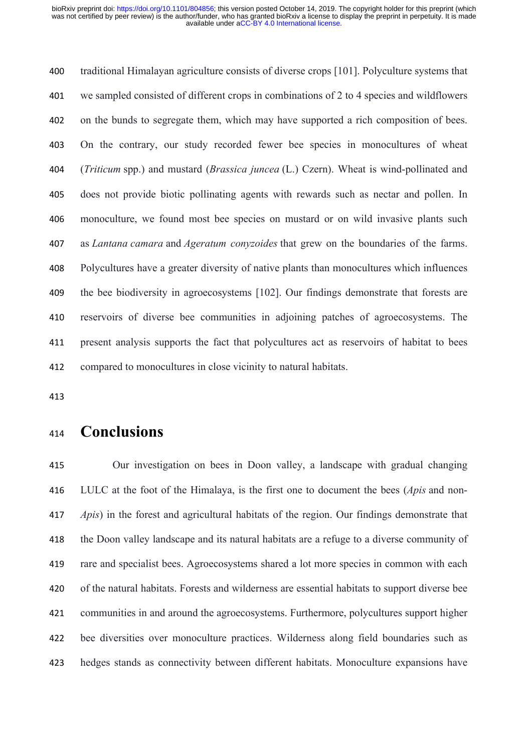traditional Himalayan agriculture consists of diverse crops [101]. Polyculture systems that we sampled consisted of different crops in combinations of 2 to 4 species and wildflowers on the bunds to segregate them, which may have supported a rich composition of bees. On the contrary, our study recorded fewer bee species in monocultures of wheat (*Triticum* spp.) and mustard (*Brassica juncea* (L.) Czern). Wheat is wind-pollinated and does not provide biotic pollinating agents with rewards such as nectar and pollen. In monoculture, we found most bee species on mustard or on wild invasive plants such as *Lantana camara* and *Ageratum conyzoides* that grew on the boundaries of the farms. Polycultures have a greater diversity of native plants than monocultures which influences the bee biodiversity in agroecosystems [102]. Our findings demonstrate that forests are reservoirs of diverse bee communities in adjoining patches of agroecosystems. The present analysis supports the fact that polycultures act as reservoirs of habitat to bees compared to monocultures in close vicinity to natural habitats.

# Conclusions

Our investigation on bees in Doon valley, a landscape with gradual changing LULC at the foot of the Himalaya, is the first one to document the bees (*Apis* and non-*Apis*) in the forest and agricultural habitats of the region. Our findings demonstrate that the Doon valley landscape and its natural habitats are a refuge to a diverse community of rare and specialist bees. Agroecosystems shared a lot more species in common with each of the natural habitats. Forests and wilderness are essential habitats to support diverse bee communities in and around the agroecosystems. Furthermore, polycultures support higher bee diversities over monoculture practices. Wilderness along field boundaries such as hedges stands as connectivity between different habitats. Monoculture expansions have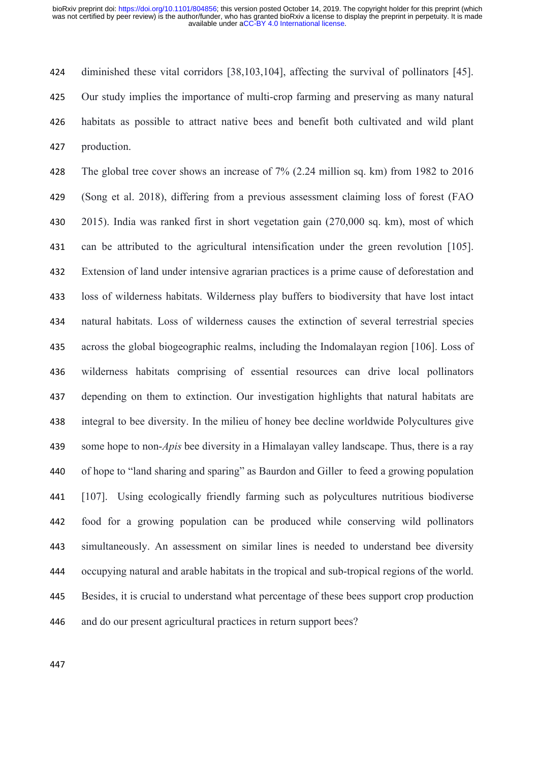diminished these vital corridors [38,103,104], affecting the survival of pollinators [45]. Our study implies the importance of multi-crop farming and preserving as many natural habitats as possible to attract native bees and benefit both cultivated and wild plant production.

The global tree cover shows an increase of 7% (2.24 million sq. km) from 1982 to 2016 (Song et al. 2018), differing from a previous assessment claiming loss of forest (FAO 2015). India was ranked first in short vegetation gain (270,000 sq. km), most of which can be attributed to the agricultural intensification under the green revolution [105]. Extension of land under intensive agrarian practices is a prime cause of deforestation and loss of wilderness habitats. Wilderness play buffers to biodiversity that have lost intact natural habitats. Loss of wilderness causes the extinction of several terrestrial species across the global biogeographic realms, including the Indomalayan region [106]. Loss of wilderness habitats comprising of essential resources can drive local pollinators depending on them to extinction. Our investigation highlights that natural habitats are integral to bee diversity. In the milieu of honey bee decline worldwide Polycultures give some hope to non-*Apis* bee diversity in a Himalayan valley landscape. Thus, there is a ray of hope to "land sharing and sparing" as Baurdon and Giller to feed a growing population [107]. Using ecologically friendly farming such as polycultures nutritious biodiverse food for a growing population can be produced while conserving wild pollinators simultaneously. An assessment on similar lines is needed to understand bee diversity occupying natural and arable habitats in the tropical and sub-tropical regions of the world. Besides, it is crucial to understand what percentage of these bees support crop production and do our present agricultural practices in return support bees?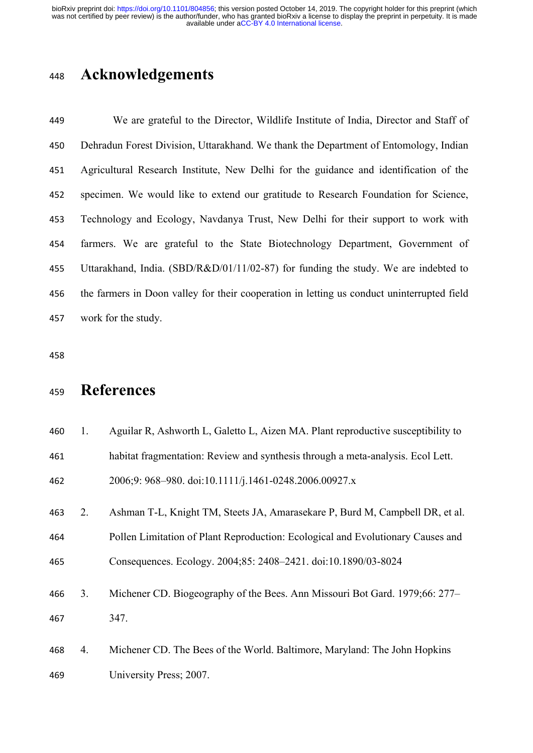# Acknowledgements

We are grateful to the Director, Wildlife Institute of India, Director and Staff of Dehradun Forest Division, Uttarakhand. We thank the Department of Entomology, Indian Agricultural Research Institute, New Delhi for the guidance and identification of the specimen. We would like to extend our gratitude to Research Foundation for Science, Technology and Ecology, Navdanya Trust, New Delhi for their support to work with farmers. We are grateful to the State Biotechnology Department, Government of Uttarakhand, India. (SBD/R&D/01/11/02-87) for funding the study. We are indebted to the farmers in Doon valley for their cooperation in letting us conduct uninterrupted field work for the study.

# References

1. Aguilar R, Ashworth L, Galetto L, Aizen MA. Plant reproductive susceptibility to habitat fragmentation: Review and synthesis through a meta-analysis. Ecol Lett. 2006;9: 968–980. doi:10.1111/j.1461-0248.2006.00927.x
2. Ashman T-L, Knight TM, Steets JA, Amarasekare P, Burd M, Campbell DR, et al. Pollen Limitation of Plant Reproduction: Ecological and Evolutionary Causes and Consequences. Ecology. 2004;85: 2408–2421. doi:10.1890/03-8024
3. Michener CD. Biogeography of the Bees. Ann Missouri Bot Gard. 1979;66: 277–347.
4. Michener CD. The Bees of the World. Baltimore, Maryland: The John Hopkins University Press; 2007.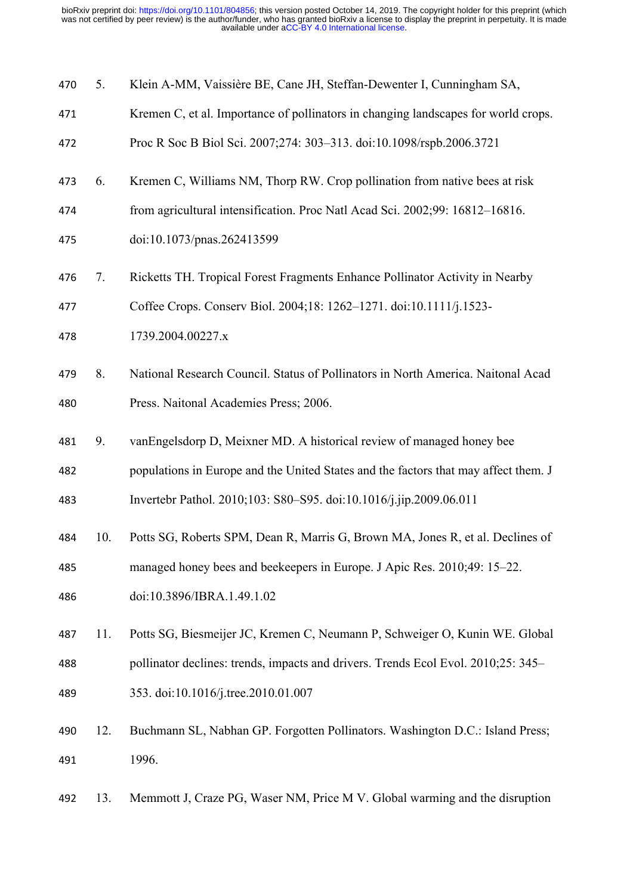5. Klein A-MM, Vaissière BE, Cane JH, Steffan-Dewenter I, Cunningham SA, Kremen C, et al. Importance of pollinators in changing landscapes for world crops. Proc R Soc B Biol Sci. 2007;274: 303–313. doi:10.1098/rspb.2006.3721

6. Kremen C, Williams NM, Thorp RW. Crop pollination from native bees at risk from agricultural intensification. Proc Natl Acad Sci. 2002;99: 16812–16816. doi:10.1073/pnas.262413599

7. Ricketts TH. Tropical Forest Fragments Enhance Pollinator Activity in Nearby Coffee Crops. Conserv Biol. 2004;18: 1262–1271. doi:10.1111/j.1523-1739.2004.00227.x

8. National Research Council. Status of Pollinators in North America. Naitonal Acad Press. Naitonal Academies Press; 2006.

9. vanEngelsdorp D, Meixner MD. A historical review of managed honey bee populations in Europe and the United States and the factors that may affect them. J Invertebr Pathol. 2010;103: S80–S95. doi:10.1016/j.jip.2009.06.011

10. Potts SG, Roberts SPM, Dean R, Marris G, Brown MA, Jones R, et al. Declines of managed honey bees and beekeepers in Europe. J Apic Res. 2010;49: 15–22. doi:10.3896/IBRA.1.49.1.02

11. Potts SG, Biesmeijer JC, Kremen C, Neumann P, Schweiger O, Kunin WE. Global pollinator declines: trends, impacts and drivers. Trends Ecol Evol. 2010;25: 345–353. doi:10.1016/j.tree.2010.01.007

12. Buchmann SL, Nabhan GP. Forgotten Pollinators. Washington D.C.: Island Press; 1996.

13. Memmott J, Craze PG, Waser NM, Price M V. Global warming and the disruption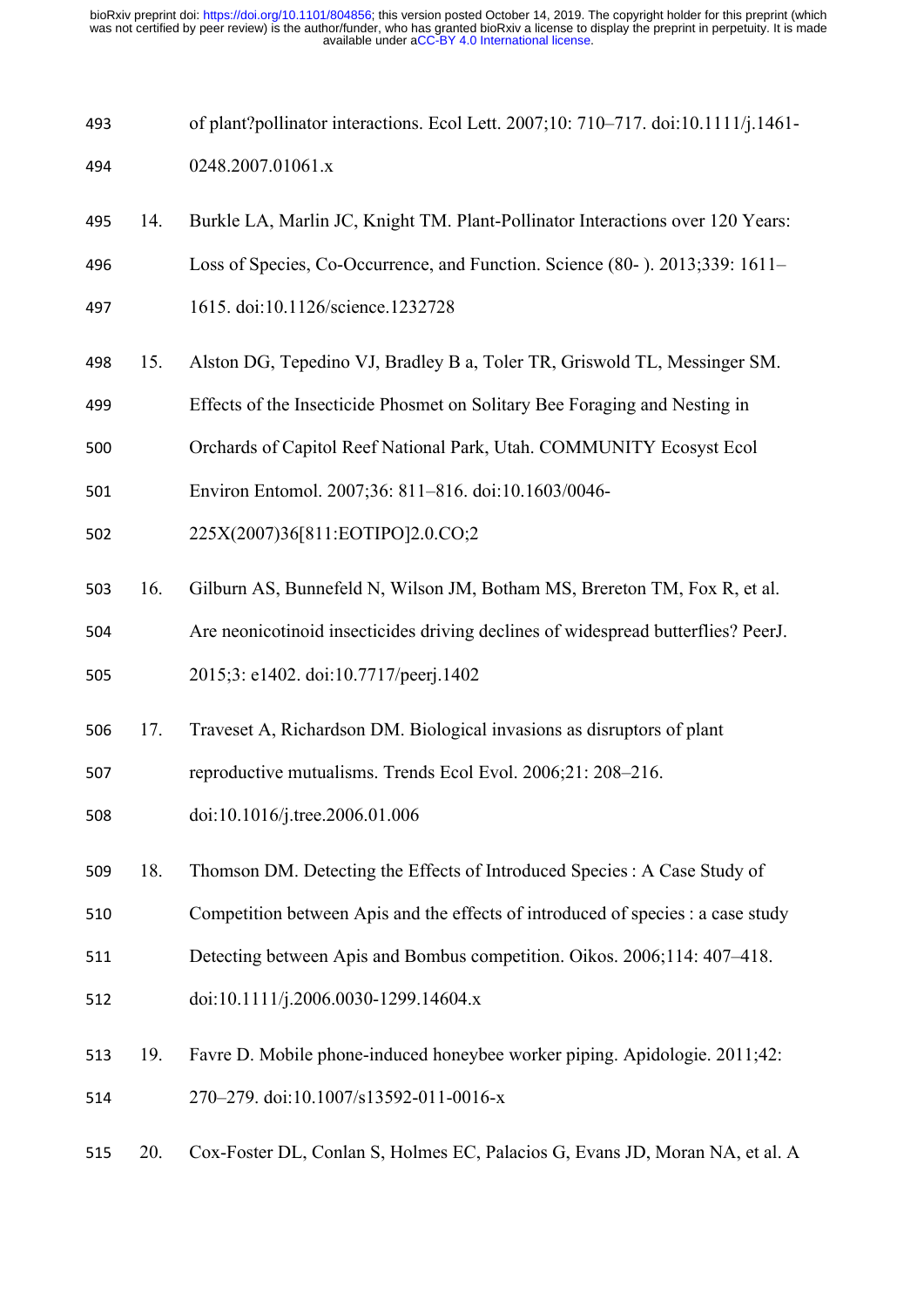of plant?pollinator interactions. Ecol Lett. 2007;10: 710–717. doi:10.1111/j.1461-0248.2007.01061.x

14. Burkle LA, Marlin JC, Knight TM. Plant-Pollinator Interactions over 120 Years: Loss of Species, Co-Occurrence, and Function. Science (80- ). 2013;339: 1611–1615. doi:10.1126/science.1232728

15. Alston DG, Tepedino VJ, Bradley B a, Toler TR, Griswold TL, Messinger SM. Effects of the Insecticide Phosmet on Solitary Bee Foraging and Nesting in Orchards of Capitol Reef National Park, Utah. COMMUNITY Ecosyst Ecol Environ Entomol. 2007;36: 811–816. doi:10.1603/0046-225X(2007)36[811:EOTIPO]2.0.CO;2

16. Gilburn AS, Bunnefeld N, Wilson JM, Botham MS, Brereton TM, Fox R, et al. Are neonicotinoid insecticides driving declines of widespread butterflies? PeerJ. 2015;3: e1402. doi:10.7717/peerj.1402

17. Traveset A, Richardson DM. Biological invasions as disruptors of plant reproductive mutualisms. Trends Ecol Evol. 2006;21: 208–216. doi:10.1016/j.tree.2006.01.006

18. Thomson DM. Detecting the Effects of Introduced Species : A Case Study of Competition between Apis and the effects of introduced of species : a case study Detecting between Apis and Bombus competition. Oikos. 2006;114: 407–418. doi:10.1111/j.2006.0030-1299.14604.x

19. Favre D. Mobile phone-induced honeybee worker piping. Apidologie. 2011;42: 270–279. doi:10.1007/s13592-011-0016-x

20. Cox-Foster DL, Conlan S, Holmes EC, Palacios G, Evans JD, Moran NA, et al. A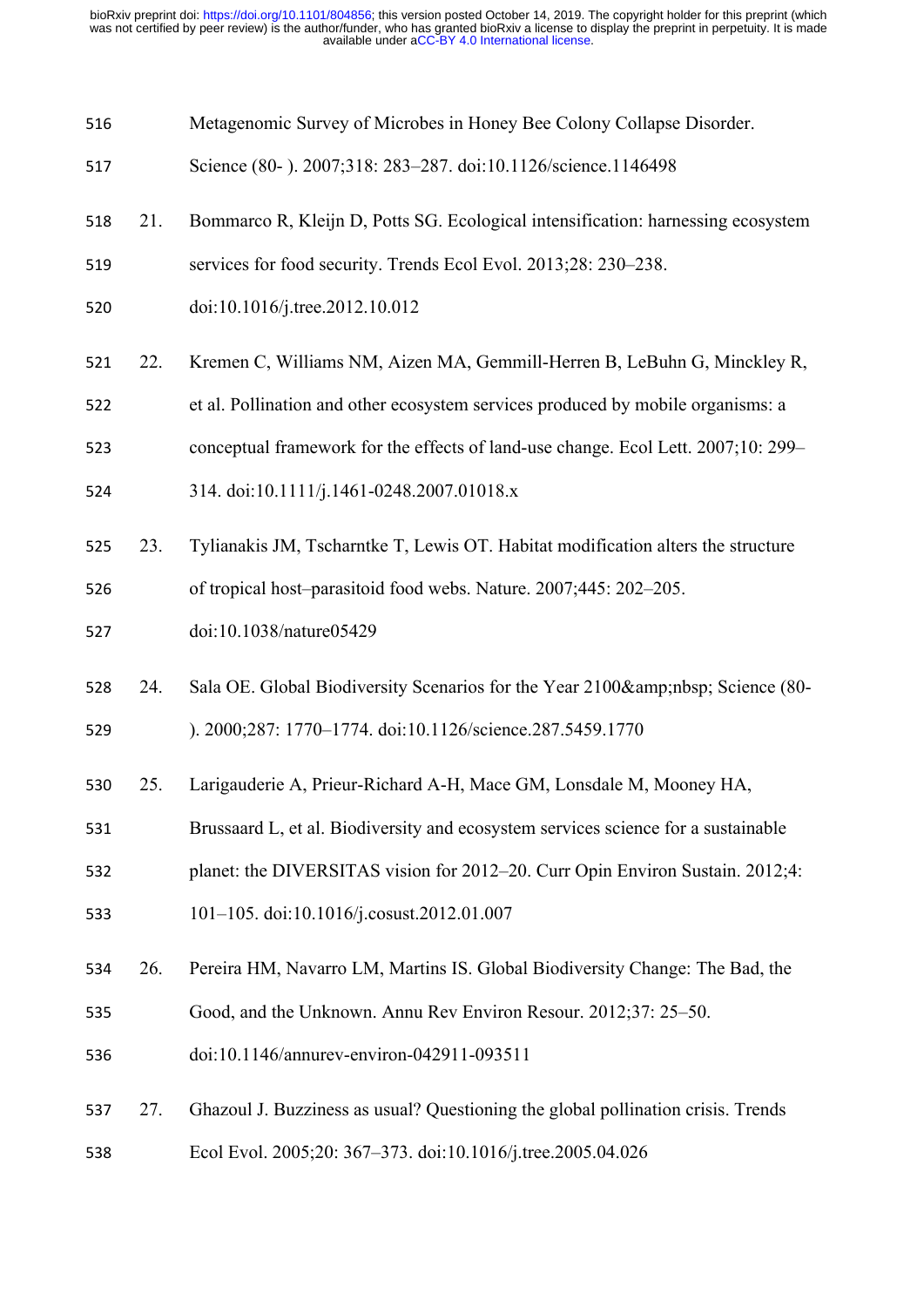Metagenomic Survey of Microbes in Honey Bee Colony Collapse Disorder. Science (80- ). 2007;318: 283–287. doi:10.1126/science.1146498

21. Bommarco R, Kleijn D, Potts SG. Ecological intensification: harnessing ecosystem services for food security. Trends Ecol Evol. 2013;28: 230–238. doi:10.1016/j.tree.2012.10.012

22. Kremen C, Williams NM, Aizen MA, Gemmill-Herren B, LeBuhn G, Minckley R, et al. Pollination and other ecosystem services produced by mobile organisms: a conceptual framework for the effects of land-use change. Ecol Lett. 2007;10: 299–314. doi:10.1111/j.1461-0248.2007.01018.x

23. Tylianakis JM, Tscharntke T, Lewis OT. Habitat modification alters the structure of tropical host–parasitoid food webs. Nature. 2007;445: 202–205. doi:10.1038/nature05429

24. Sala OE. Global Biodiversity Scenarios for the Year 2100&amp;nbsp; Science (80- ). 2000;287: 1770–1774. doi:10.1126/science.287.5459.1770

25. Larigauderie A, Prieur-Richard A-H, Mace GM, Lonsdale M, Mooney HA, Brussaard L, et al. Biodiversity and ecosystem services science for a sustainable planet: the DIVERSITAS vision for 2012–20. Curr Opin Environ Sustain. 2012;4: 101–105. doi:10.1016/j.cosust.2012.01.007

26. Pereira HM, Navarro LM, Martins IS. Global Biodiversity Change: The Bad, the Good, and the Unknown. Annu Rev Environ Resour. 2012;37: 25–50. doi:10.1146/annurev-environ-042911-093511

27. Ghazoul J. Buzziness as usual? Questioning the global pollination crisis. Trends Ecol Evol. 2005;20: 367–373. doi:10.1016/j.tree.2005.04.026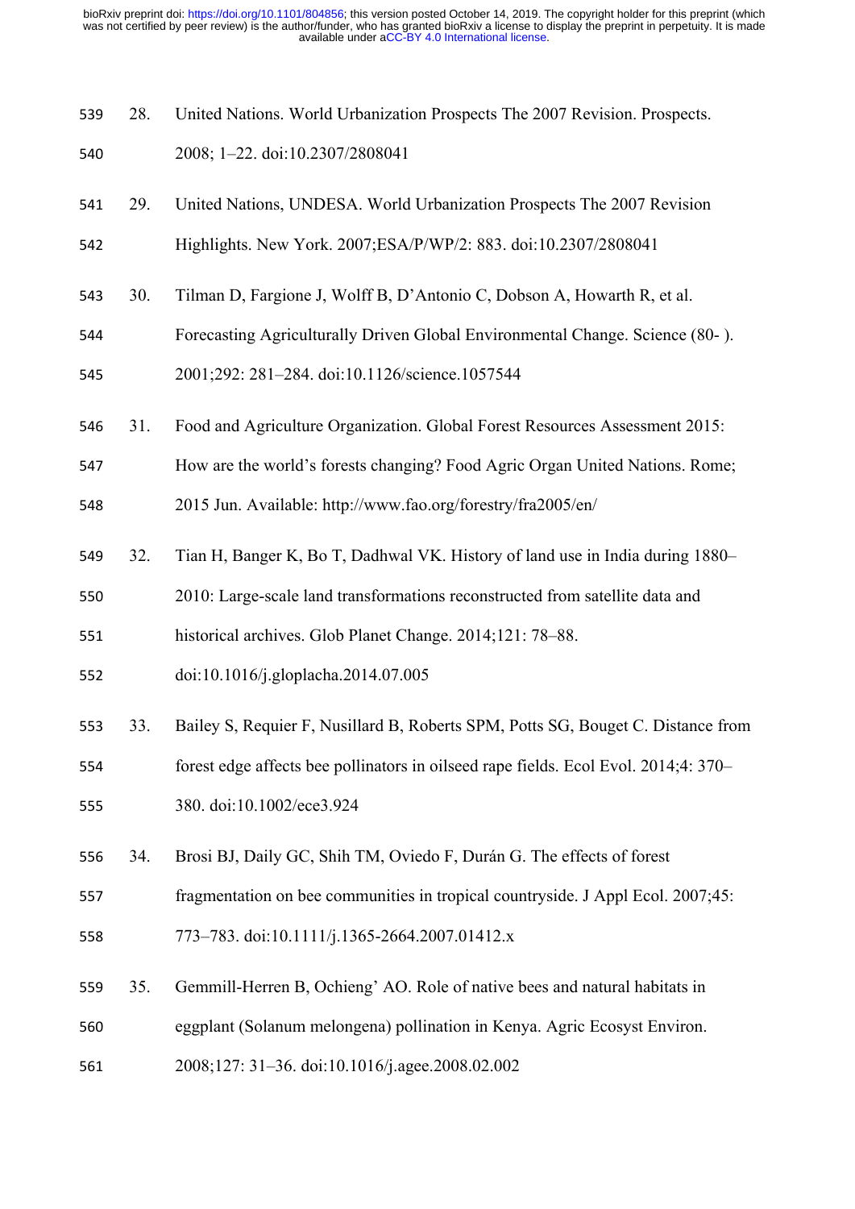28. United Nations. World Urbanization Prospects The 2007 Revision. Prospects. 2008; 1–22. doi:10.2307/2808041

29. United Nations, UNDESA. World Urbanization Prospects The 2007 Revision Highlights. New York. 2007;ESA/P/WP/2: 883. doi:10.2307/2808041

30. Tilman D, Fargione J, Wolff B, D'Antonio C, Dobson A, Howarth R, et al. Forecasting Agriculturally Driven Global Environmental Change. Science (80- ). 2001;292: 281–284. doi:10.1126/science.1057544

31. Food and Agriculture Organization. Global Forest Resources Assessment 2015: How are the world's forests changing? Food Agric Organ United Nations. Rome; 2015 Jun. Available: http://www.fao.org/forestry/fra2005/en/

32. Tian H, Banger K, Bo T, Dadhwal VK. History of land use in India during 1880–2010: Large-scale land transformations reconstructed from satellite data and historical archives. Glob Planet Change. 2014;121: 78–88. doi:10.1016/j.gloplacha.2014.07.005

33. Bailey S, Requier F, Nusillard B, Roberts SPM, Potts SG, Bouget C. Distance from forest edge affects bee pollinators in oilseed rape fields. Ecol Evol. 2014;4: 370–380. doi:10.1002/ece3.924

34. Brosi BJ, Daily GC, Shih TM, Oviedo F, Durán G. The effects of forest fragmentation on bee communities in tropical countryside. J Appl Ecol. 2007;45: 773–783. doi:10.1111/j.1365-2664.2007.01412.x

35. Gemmill-Herren B, Ochieng' AO. Role of native bees and natural habitats in eggplant (Solanum melongena) pollination in Kenya. Agric Ecosyst Environ. 2008;127: 31–36. doi:10.1016/j.agee.2008.02.002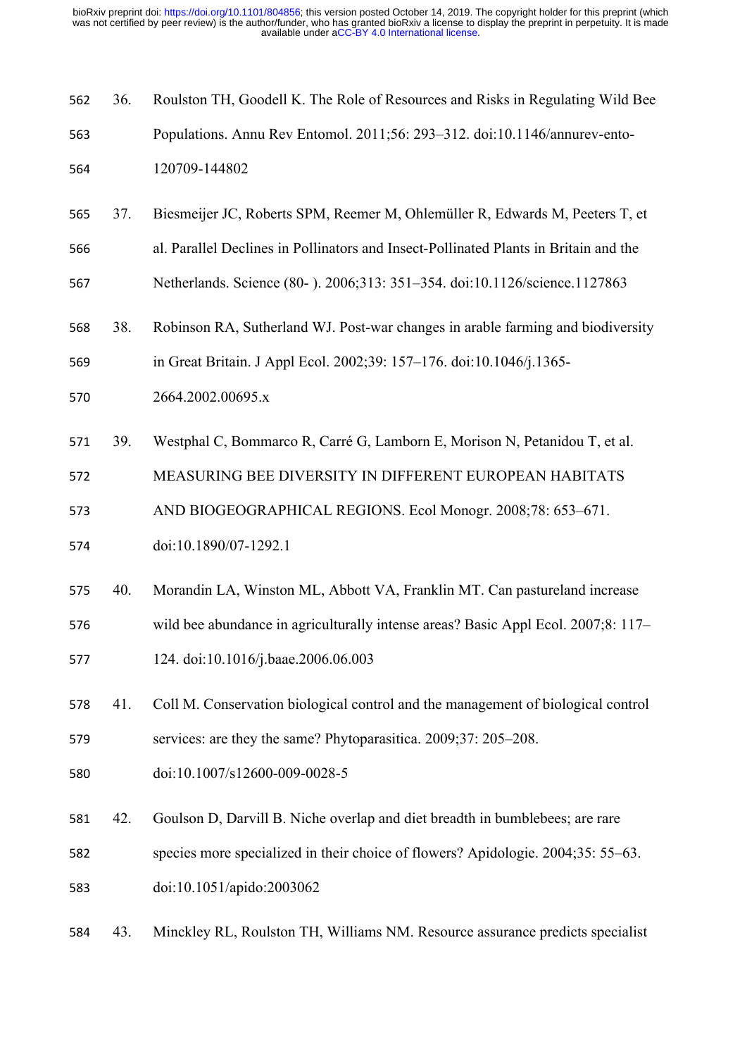36. Roulston TH, Goodell K. The Role of Resources and Risks in Regulating Wild Bee Populations. Annu Rev Entomol. 2011;56: 293–312. doi:10.1146/annurev-ento-120709-144802

37. Biesmeijer JC, Roberts SPM, Reemer M, Ohlemüller R, Edwards M, Peeters T, et al. Parallel Declines in Pollinators and Insect-Pollinated Plants in Britain and the Netherlands. Science (80- ). 2006;313: 351–354. doi:10.1126/science.1127863

38. Robinson RA, Sutherland WJ. Post-war changes in arable farming and biodiversity in Great Britain. J Appl Ecol. 2002;39: 157–176. doi:10.1046/j.1365-2664.2002.00695.x

39. Westphal C, Bommarco R, Carré G, Lamborn E, Morison N, Petanidou T, et al. MEASURING BEE DIVERSITY IN DIFFERENT EUROPEAN HABITATS AND BIOGEOGRAPHICAL REGIONS. Ecol Monogr. 2008;78: 653–671. doi:10.1890/07-1292.1

40. Morandin LA, Winston ML, Abbott VA, Franklin MT. Can pastureland increase wild bee abundance in agriculturally intense areas? Basic Appl Ecol. 2007;8: 117–124. doi:10.1016/j.baae.2006.06.003

41. Coll M. Conservation biological control and the management of biological control services: are they the same? Phytoparasitica. 2009;37: 205–208. doi:10.1007/s12600-009-0028-5

42. Goulson D, Darvill B. Niche overlap and diet breadth in bumblebees; are rare species more specialized in their choice of flowers? Apidologie. 2004;35: 55–63. doi:10.1051/apido:2003062

43. Minckley RL, Roulston TH, Williams NM. Resource assurance predicts specialist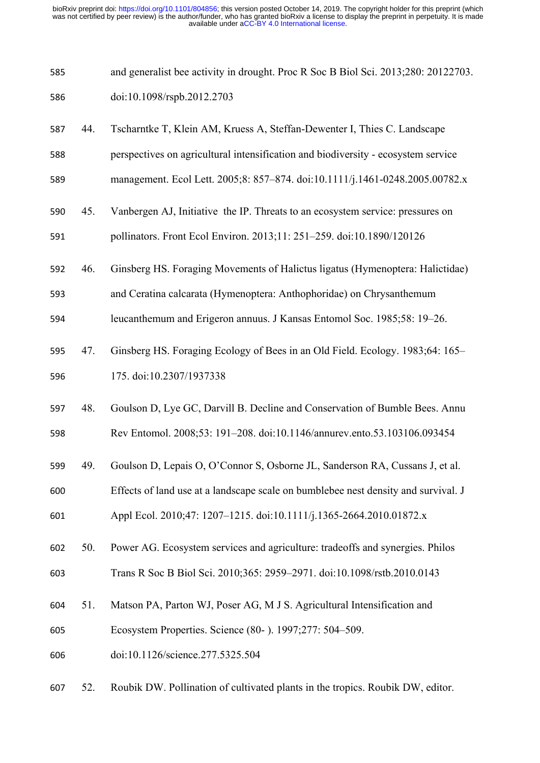and generalist bee activity in drought. Proc R Soc B Biol Sci. 2013;280: 20122703. doi:10.1098/rspb.2012.2703

44. Tscharntke T, Klein AM, Kruess A, Steffan-Dewenter I, Thies C. Landscape perspectives on agricultural intensification and biodiversity - ecosystem service management. Ecol Lett. 2005;8: 857–874. doi:10.1111/j.1461-0248.2005.00782.x

45. Vanbergen AJ, Initiative  the IP. Threats to an ecosystem service: pressures on pollinators. Front Ecol Environ. 2013;11: 251–259. doi:10.1890/120126

46. Ginsberg HS. Foraging Movements of Halictus ligatus (Hymenoptera: Halictidae) and Ceratina calcarata (Hymenoptera: Anthophoridae) on Chrysanthemum leucanthemum and Erigeron annuus. J Kansas Entomol Soc. 1985;58: 19–26.

47. Ginsberg HS. Foraging Ecology of Bees in an Old Field. Ecology. 1983;64: 165–175. doi:10.2307/1937338

48. Goulson D, Lye GC, Darvill B. Decline and Conservation of Bumble Bees. Annu Rev Entomol. 2008;53: 191–208. doi:10.1146/annurev.ento.53.103106.093454

49. Goulson D, Lepais O, O'Connor S, Osborne JL, Sanderson RA, Cussans J, et al. Effects of land use at a landscape scale on bumblebee nest density and survival. J Appl Ecol. 2010;47: 1207–1215. doi:10.1111/j.1365-2664.2010.01872.x

50. Power AG. Ecosystem services and agriculture: tradeoffs and synergies. Philos Trans R Soc B Biol Sci. 2010;365: 2959–2971. doi:10.1098/rstb.2010.0143

51. Matson PA, Parton WJ, Poser AG, M J S. Agricultural Intensification and Ecosystem Properties. Science (80- ). 1997;277: 504–509. doi:10.1126/science.277.5325.504

52. Roubik DW. Pollination of cultivated plants in the tropics. Roubik DW, editor.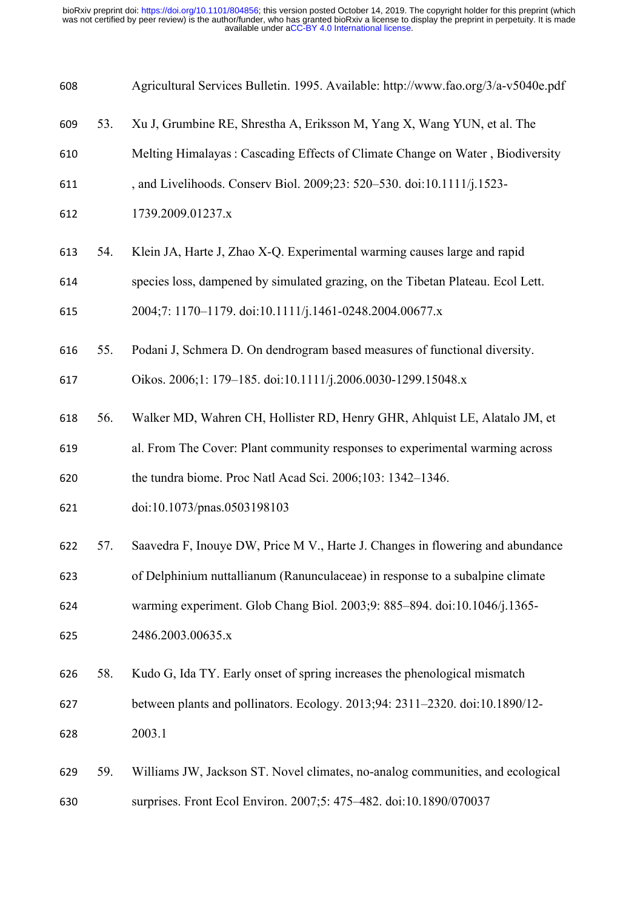Agricultural Services Bulletin. 1995. Available: http://www.fao.org/3/a-v5040e.pdf

53. Xu J, Grumbine RE, Shrestha A, Eriksson M, Yang X, Wang YUN, et al. The Melting Himalayas : Cascading Effects of Climate Change on Water , Biodiversity , and Livelihoods. Conserv Biol. 2009;23: 520–530. doi:10.1111/j.1523-1739.2009.01237.x

54. Klein JA, Harte J, Zhao X-Q. Experimental warming causes large and rapid species loss, dampened by simulated grazing, on the Tibetan Plateau. Ecol Lett. 2004;7: 1170–1179. doi:10.1111/j.1461-0248.2004.00677.x

55. Podani J, Schmera D. On dendrogram based measures of functional diversity. Oikos. 2006;1: 179–185. doi:10.1111/j.2006.0030-1299.15048.x

56. Walker MD, Wahren CH, Hollister RD, Henry GHR, Ahlquist LE, Alatalo JM, et al. From The Cover: Plant community responses to experimental warming across the tundra biome. Proc Natl Acad Sci. 2006;103: 1342–1346. doi:10.1073/pnas.0503198103

57. Saavedra F, Inouye DW, Price M V., Harte J. Changes in flowering and abundance of Delphinium nuttallianum (Ranunculaceae) in response to a subalpine climate warming experiment. Glob Chang Biol. 2003;9: 885–894. doi:10.1046/j.1365-2486.2003.00635.x

58. Kudo G, Ida TY. Early onset of spring increases the phenological mismatch between plants and pollinators. Ecology. 2013;94: 2311–2320. doi:10.1890/12-2003.1

59. Williams JW, Jackson ST. Novel climates, no-analog communities, and ecological surprises. Front Ecol Environ. 2007;5: 475–482. doi:10.1890/070037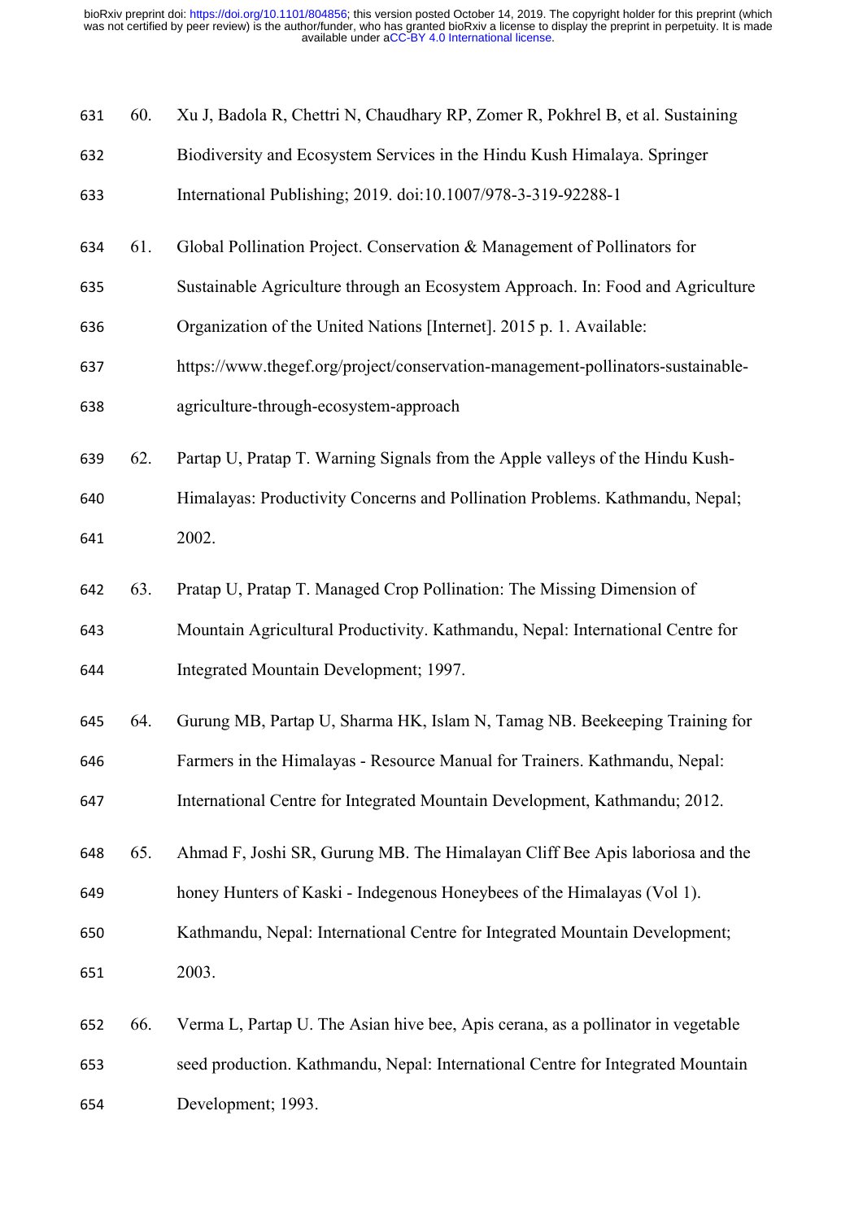60. Xu J, Badola R, Chettri N, Chaudhary RP, Zomer R, Pokhrel B, et al. Sustaining Biodiversity and Ecosystem Services in the Hindu Kush Himalaya. Springer International Publishing; 2019. doi:10.1007/978-3-319-92288-1

61. Global Pollination Project. Conservation & Management of Pollinators for Sustainable Agriculture through an Ecosystem Approach. In: Food and Agriculture Organization of the United Nations [Internet]. 2015 p. 1. Available: https://www.thegef.org/project/conservation-management-pollinators-sustainable-agriculture-through-ecosystem-approach

62. Partap U, Pratap T. Warning Signals from the Apple valleys of the Hindu Kush-Himalayas: Productivity Concerns and Pollination Problems. Kathmandu, Nepal; 2002.

63. Pratap U, Pratap T. Managed Crop Pollination: The Missing Dimension of Mountain Agricultural Productivity. Kathmandu, Nepal: International Centre for Integrated Mountain Development; 1997.

64. Gurung MB, Partap U, Sharma HK, Islam N, Tamag NB. Beekeeping Training for Farmers in the Himalayas - Resource Manual for Trainers. Kathmandu, Nepal: International Centre for Integrated Mountain Development, Kathmandu; 2012.

65. Ahmad F, Joshi SR, Gurung MB. The Himalayan Cliff Bee Apis laboriosa and the honey Hunters of Kaski - Indegenous Honeybees of the Himalayas (Vol 1). Kathmandu, Nepal: International Centre for Integrated Mountain Development; 2003.

66. Verma L, Partap U. The Asian hive bee, Apis cerana, as a pollinator in vegetable seed production. Kathmandu, Nepal: International Centre for Integrated Mountain Development; 1993.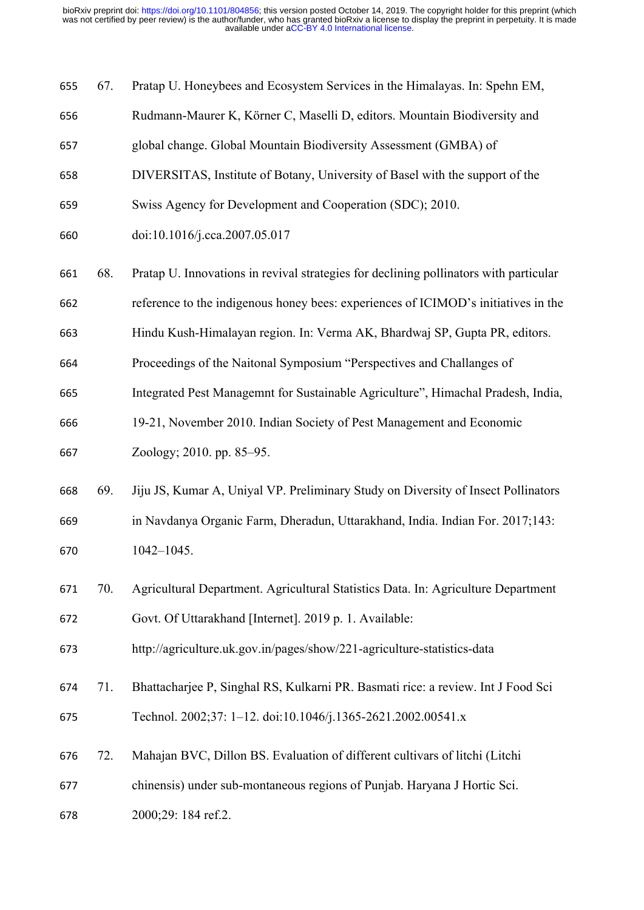67. Pratap U. Honeybees and Ecosystem Services in the Himalayas. In: Spehn EM, Rudmann-Maurer K, Körner C, Maselli D, editors. Mountain Biodiversity and global change. Global Mountain Biodiversity Assessment (GMBA) of DIVERSITAS, Institute of Botany, University of Basel with the support of the Swiss Agency for Development and Cooperation (SDC); 2010. doi:10.1016/j.cca.2007.05.017

68. Pratap U. Innovations in revival strategies for declining pollinators with particular reference to the indigenous honey bees: experiences of ICIMOD's initiatives in the Hindu Kush-Himalayan region. In: Verma AK, Bhardwaj SP, Gupta PR, editors. Proceedings of the Naitonal Symposium "Perspectives and Challanges of Integrated Pest Managemnt for Sustainable Agriculture", Himachal Pradesh, India, 19-21, November 2010. Indian Society of Pest Management and Economic Zoology; 2010. pp. 85–95.

69. Jiju JS, Kumar A, Uniyal VP. Preliminary Study on Diversity of Insect Pollinators in Navdanya Organic Farm, Dheradun, Uttarakhand, India. Indian For. 2017;143: 1042–1045.

70. Agricultural Department. Agricultural Statistics Data. In: Agriculture Department Govt. Of Uttarakhand [Internet]. 2019 p. 1. Available: http://agriculture.uk.gov.in/pages/show/221-agriculture-statistics-data

71. Bhattacharjee P, Singhal RS, Kulkarni PR. Basmati rice: a review. Int J Food Sci Technol. 2002;37: 1–12. doi:10.1046/j.1365-2621.2002.00541.x

72. Mahajan BVC, Dillon BS. Evaluation of different cultivars of litchi (Litchi chinensis) under sub-montaneous regions of Punjab. Haryana J Hortic Sci. 2000;29: 184 ref.2.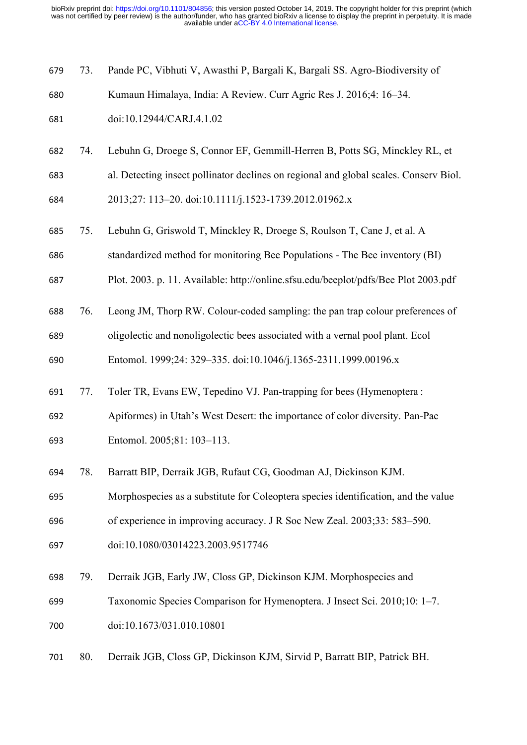73. Pande PC, Vibhuti V, Awasthi P, Bargali K, Bargali SS. Agro-Biodiversity of Kumaun Himalaya, India: A Review. Curr Agric Res J. 2016;4: 16–34. doi:10.12944/CARJ.4.1.02

74. Lebuhn G, Droege S, Connor EF, Gemmill-Herren B, Potts SG, Minckley RL, et al. Detecting insect pollinator declines on regional and global scales. Conserv Biol. 2013;27: 113–20. doi:10.1111/j.1523-1739.2012.01962.x

75. Lebuhn G, Griswold T, Minckley R, Droege S, Roulson T, Cane J, et al. A standardized method for monitoring Bee Populations - The Bee inventory (BI) Plot. 2003. p. 11. Available: http://online.sfsu.edu/beeplot/pdfs/Bee Plot 2003.pdf

76. Leong JM, Thorp RW. Colour-coded sampling: the pan trap colour preferences of oligolectic and nonoligolectic bees associated with a vernal pool plant. Ecol Entomol. 1999;24: 329–335. doi:10.1046/j.1365-2311.1999.00196.x

77. Toler TR, Evans EW, Tepedino VJ. Pan-trapping for bees (Hymenoptera : Apiformes) in Utah's West Desert: the importance of color diversity. Pan-Pac Entomol. 2005;81: 103–113.

78. Barratt BIP, Derraik JGB, Rufaut CG, Goodman AJ, Dickinson KJM. Morphospecies as a substitute for Coleoptera species identification, and the value of experience in improving accuracy. J R Soc New Zeal. 2003;33: 583–590. doi:10.1080/03014223.2003.9517746

79. Derraik JGB, Early JW, Closs GP, Dickinson KJM. Morphospecies and Taxonomic Species Comparison for Hymenoptera. J Insect Sci. 2010;10: 1–7. doi:10.1673/031.010.10801

80. Derraik JGB, Closs GP, Dickinson KJM, Sirvid P, Barratt BIP, Patrick BH.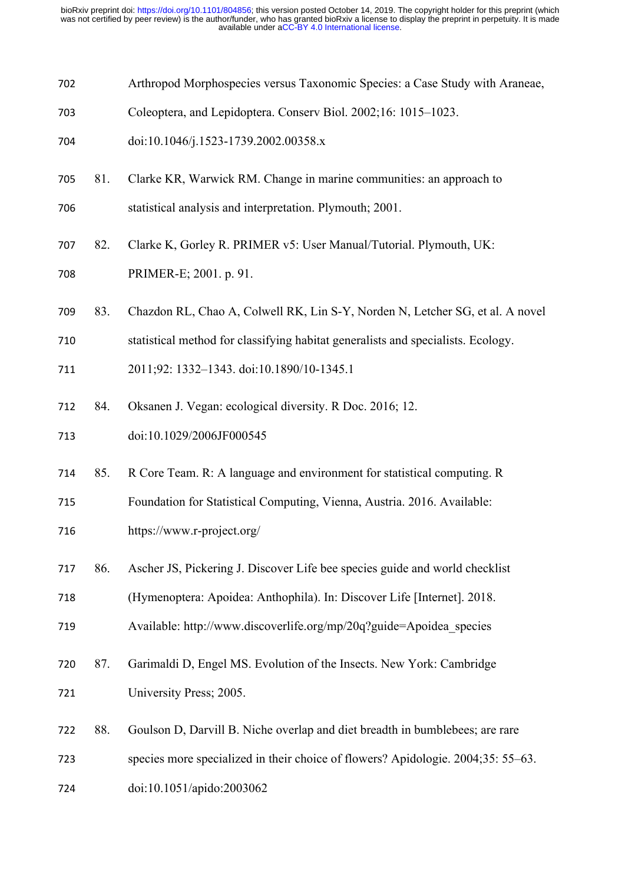Arthropod Morphospecies versus Taxonomic Species: a Case Study with Araneae, Coleoptera, and Lepidoptera. Conserv Biol. 2002;16: 1015–1023. doi:10.1046/j.1523-1739.2002.00358.x

81. Clarke KR, Warwick RM. Change in marine communities: an approach to statistical analysis and interpretation. Plymouth; 2001.

82. Clarke K, Gorley R. PRIMER v5: User Manual/Tutorial. Plymouth, UK: PRIMER-E; 2001. p. 91.

83. Chazdon RL, Chao A, Colwell RK, Lin S-Y, Norden N, Letcher SG, et al. A novel statistical method for classifying habitat generalists and specialists. Ecology. 2011;92: 1332–1343. doi:10.1890/10-1345.1

84. Oksanen J. Vegan: ecological diversity. R Doc. 2016; 12. doi:10.1029/2006JF000545

85. R Core Team. R: A language and environment for statistical computing. R Foundation for Statistical Computing, Vienna, Austria. 2016. Available: https://www.r-project.org/

86. Ascher JS, Pickering J. Discover Life bee species guide and world checklist (Hymenoptera: Apoidea: Anthophila). In: Discover Life [Internet]. 2018. Available: http://www.discoverlife.org/mp/20q?guide=Apoidea_species

87. Garimaldi D, Engel MS. Evolution of the Insects. New York: Cambridge University Press; 2005.

88. Goulson D, Darvill B. Niche overlap and diet breadth in bumblebees; are rare species more specialized in their choice of flowers? Apidologie. 2004;35: 55–63. doi:10.1051/apido:2003062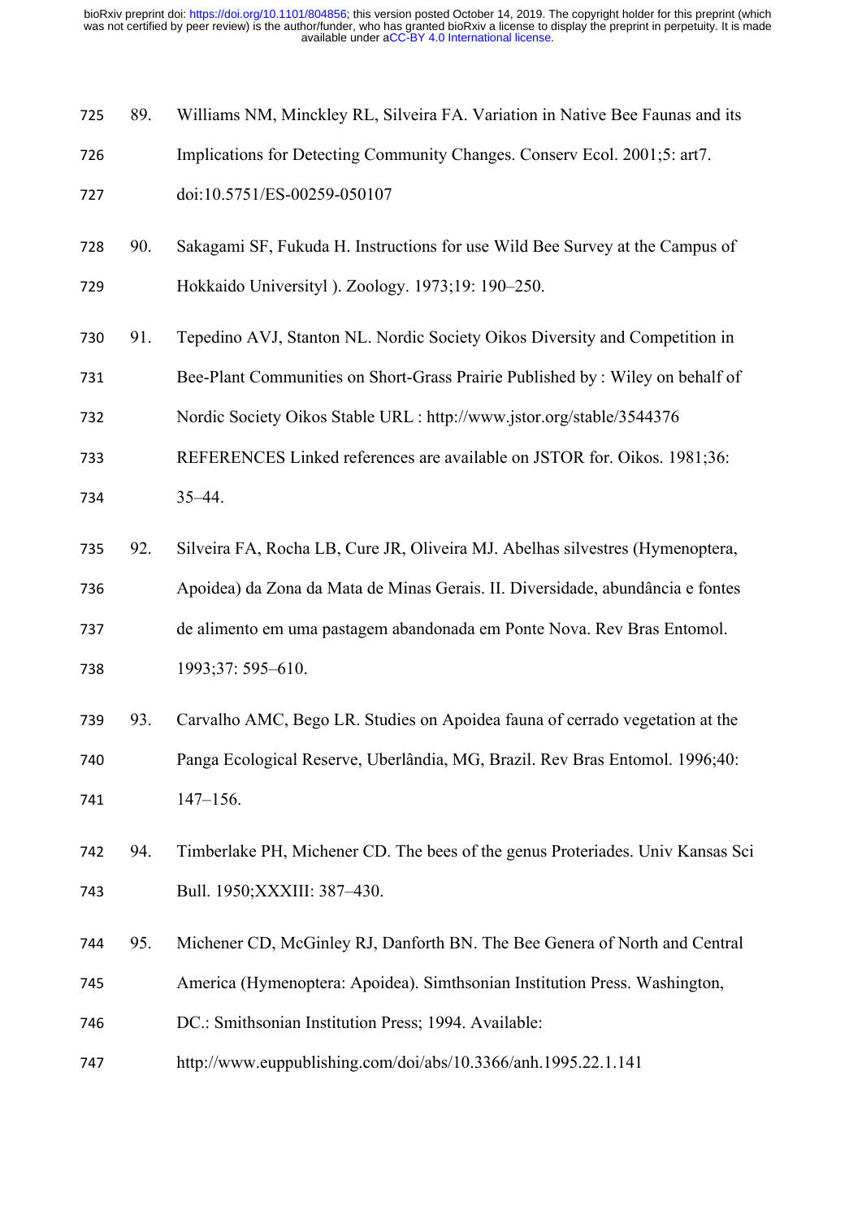89. Williams NM, Minckley RL, Silveira FA. Variation in Native Bee Faunas and its Implications for Detecting Community Changes. Conserv Ecol. 2001;5: art7. doi:10.5751/ES-00259-050107

90. Sakagami SF, Fukuda H. Instructions for use Wild Bee Survey at the Campus of Hokkaido Universityl ). Zoology. 1973;19: 190–250.

91. Tepedino AVJ, Stanton NL. Nordic Society Oikos Diversity and Competition in Bee-Plant Communities on Short-Grass Prairie Published by : Wiley on behalf of Nordic Society Oikos Stable URL : http://www.jstor.org/stable/3544376 REFERENCES Linked references are available on JSTOR for. Oikos. 1981;36: 35–44.

92. Silveira FA, Rocha LB, Cure JR, Oliveira MJ. Abelhas silvestres (Hymenoptera, Apoidea) da Zona da Mata de Minas Gerais. II. Diversidade, abundância e fontes de alimento em uma pastagem abandonada em Ponte Nova. Rev Bras Entomol. 1993;37: 595–610.

93. Carvalho AMC, Bego LR. Studies on Apoidea fauna of cerrado vegetation at the Panga Ecological Reserve, Uberlândia, MG, Brazil. Rev Bras Entomol. 1996;40: 147–156.

94. Timberlake PH, Michener CD. The bees of the genus Proteriades. Univ Kansas Sci Bull. 1950;XXXIII: 387–430.

95. Michener CD, McGinley RJ, Danforth BN. The Bee Genera of North and Central America (Hymenoptera: Apoidea). Simthsonian Institution Press. Washington, DC.: Smithsonian Institution Press; 1994. Available: http://www.euppublishing.com/doi/abs/10.3366/anh.1995.22.1.141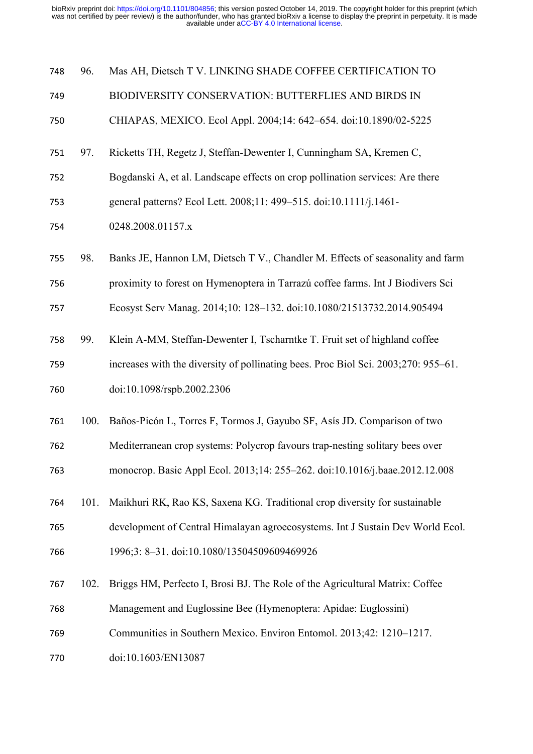96. Mas AH, Dietsch T V. LINKING SHADE COFFEE CERTIFICATION TO BIODIVERSITY CONSERVATION: BUTTERFLIES AND BIRDS IN CHIAPAS, MEXICO. Ecol Appl. 2004;14: 642–654. doi:10.1890/02-5225

97. Ricketts TH, Regetz J, Steffan-Dewenter I, Cunningham SA, Kremen C, Bogdanski A, et al. Landscape effects on crop pollination services: Are there general patterns? Ecol Lett. 2008;11: 499–515. doi:10.1111/j.1461-0248.2008.01157.x

98. Banks JE, Hannon LM, Dietsch T V., Chandler M. Effects of seasonality and farm proximity to forest on Hymenoptera in Tarrazú coffee farms. Int J Biodivers Sci Ecosyst Serv Manag. 2014;10: 128–132. doi:10.1080/21513732.2014.905494

99. Klein A-MM, Steffan-Dewenter I, Tscharntke T. Fruit set of highland coffee increases with the diversity of pollinating bees. Proc Biol Sci. 2003;270: 955–61. doi:10.1098/rspb.2002.2306

100. Baños-Picón L, Torres F, Tormos J, Gayubo SF, Asís JD. Comparison of two Mediterranean crop systems: Polycrop favours trap-nesting solitary bees over monocrop. Basic Appl Ecol. 2013;14: 255–262. doi:10.1016/j.baae.2012.12.008

101. Maikhuri RK, Rao KS, Saxena KG. Traditional crop diversity for sustainable development of Central Himalayan agroecosystems. Int J Sustain Dev World Ecol. 1996;3: 8–31. doi:10.1080/13504509609469926

102. Briggs HM, Perfecto I, Brosi BJ. The Role of the Agricultural Matrix: Coffee Management and Euglossine Bee (Hymenoptera: Apidae: Euglossini) Communities in Southern Mexico. Environ Entomol. 2013;42: 1210–1217. doi:10.1603/EN13087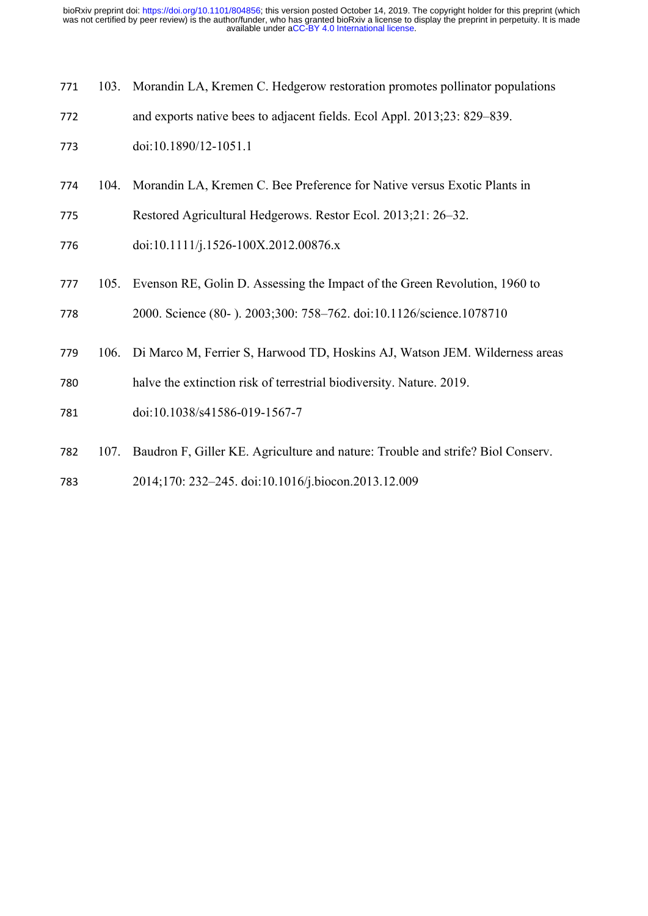103. Morandin LA, Kremen C. Hedgerow restoration promotes pollinator populations and exports native bees to adjacent fields. Ecol Appl. 2013;23: 829–839. doi:10.1890/12-1051.1

104. Morandin LA, Kremen C. Bee Preference for Native versus Exotic Plants in Restored Agricultural Hedgerows. Restor Ecol. 2013;21: 26–32. doi:10.1111/j.1526-100X.2012.00876.x

105. Evenson RE, Golin D. Assessing the Impact of the Green Revolution, 1960 to 2000. Science (80- ). 2003;300: 758–762. doi:10.1126/science.1078710

106. Di Marco M, Ferrier S, Harwood TD, Hoskins AJ, Watson JEM. Wilderness areas halve the extinction risk of terrestrial biodiversity. Nature. 2019. doi:10.1038/s41586-019-1567-7

107. Baudron F, Giller KE. Agriculture and nature: Trouble and strife? Biol Conserv. 2014;170: 232–245. doi:10.1016/j.biocon.2013.12.009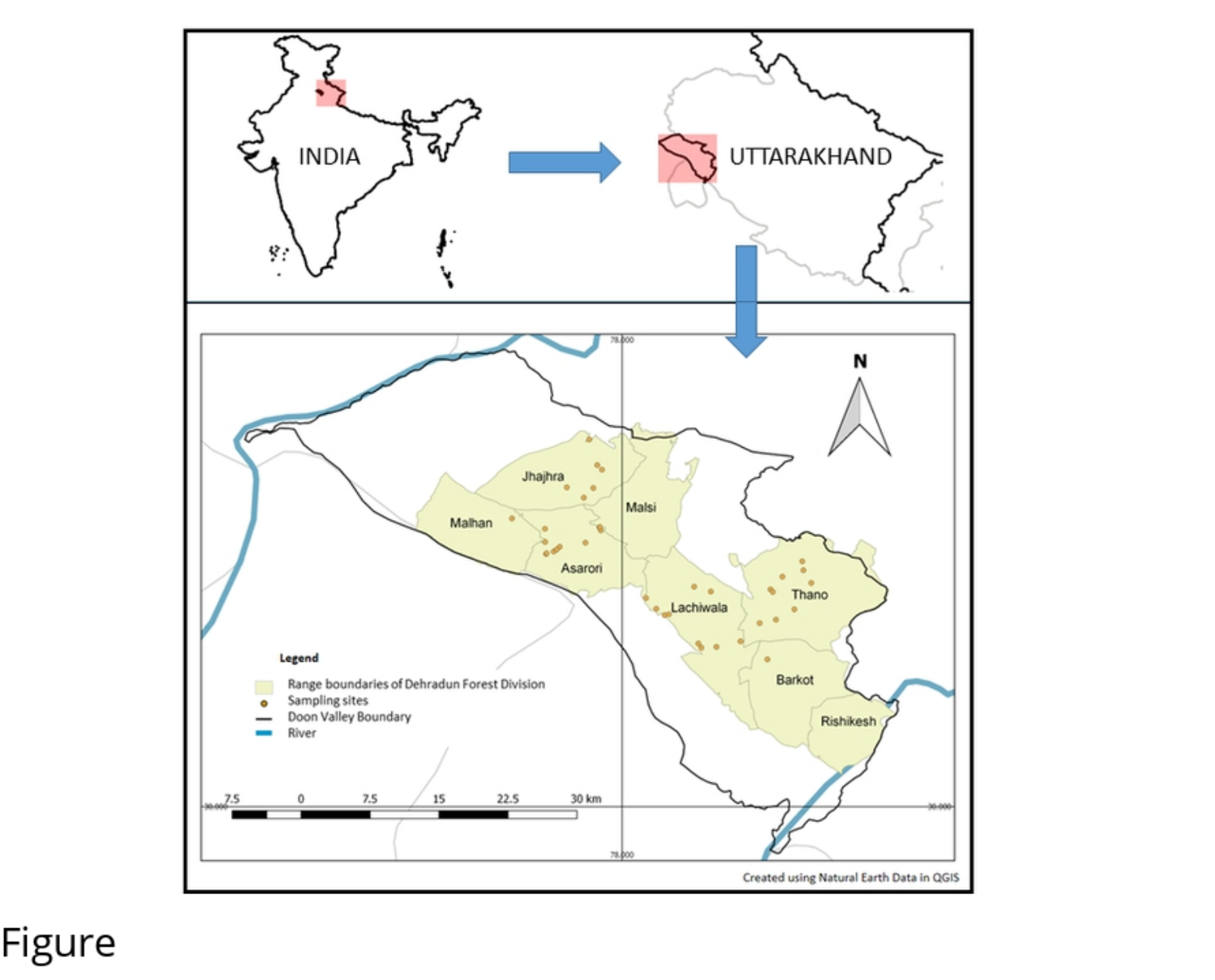Figure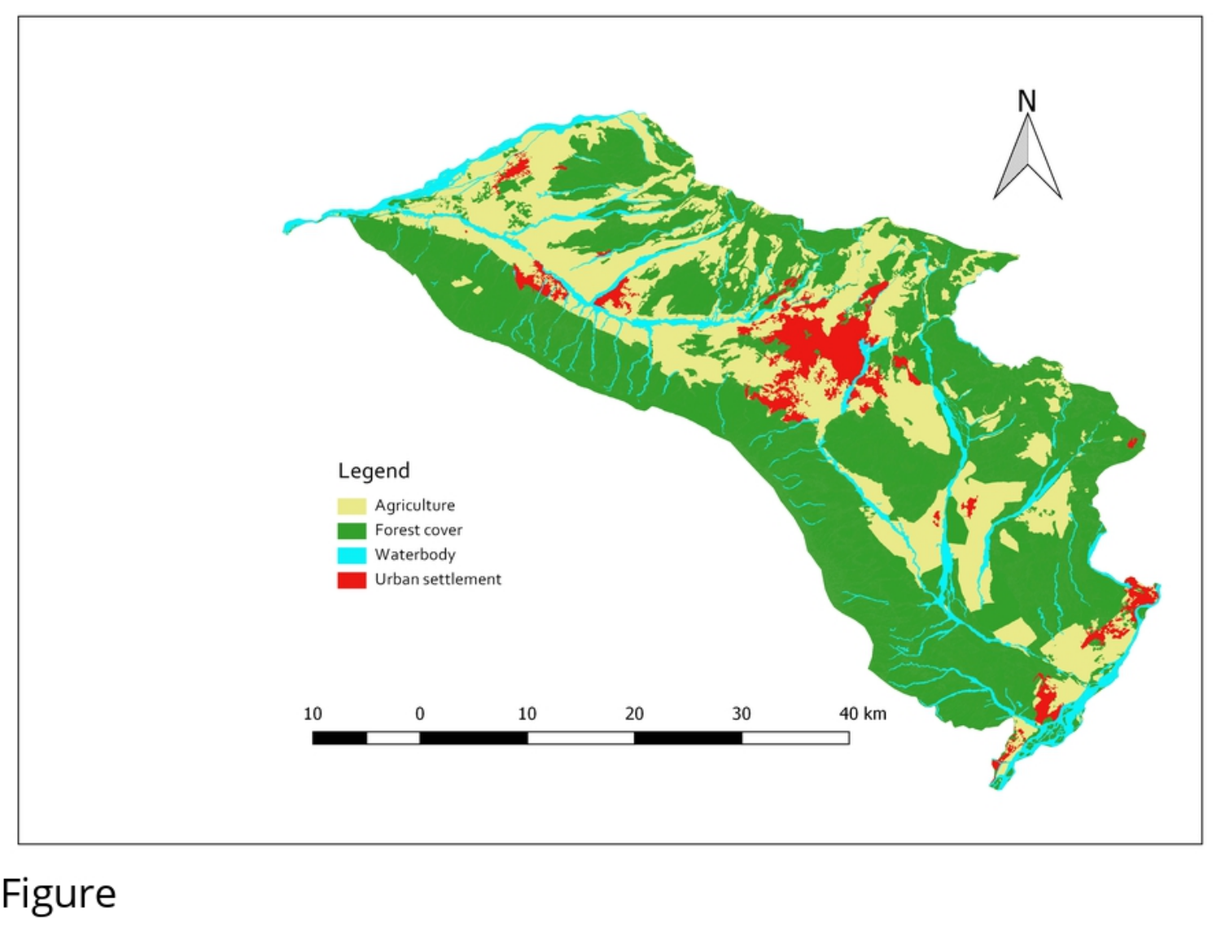Figure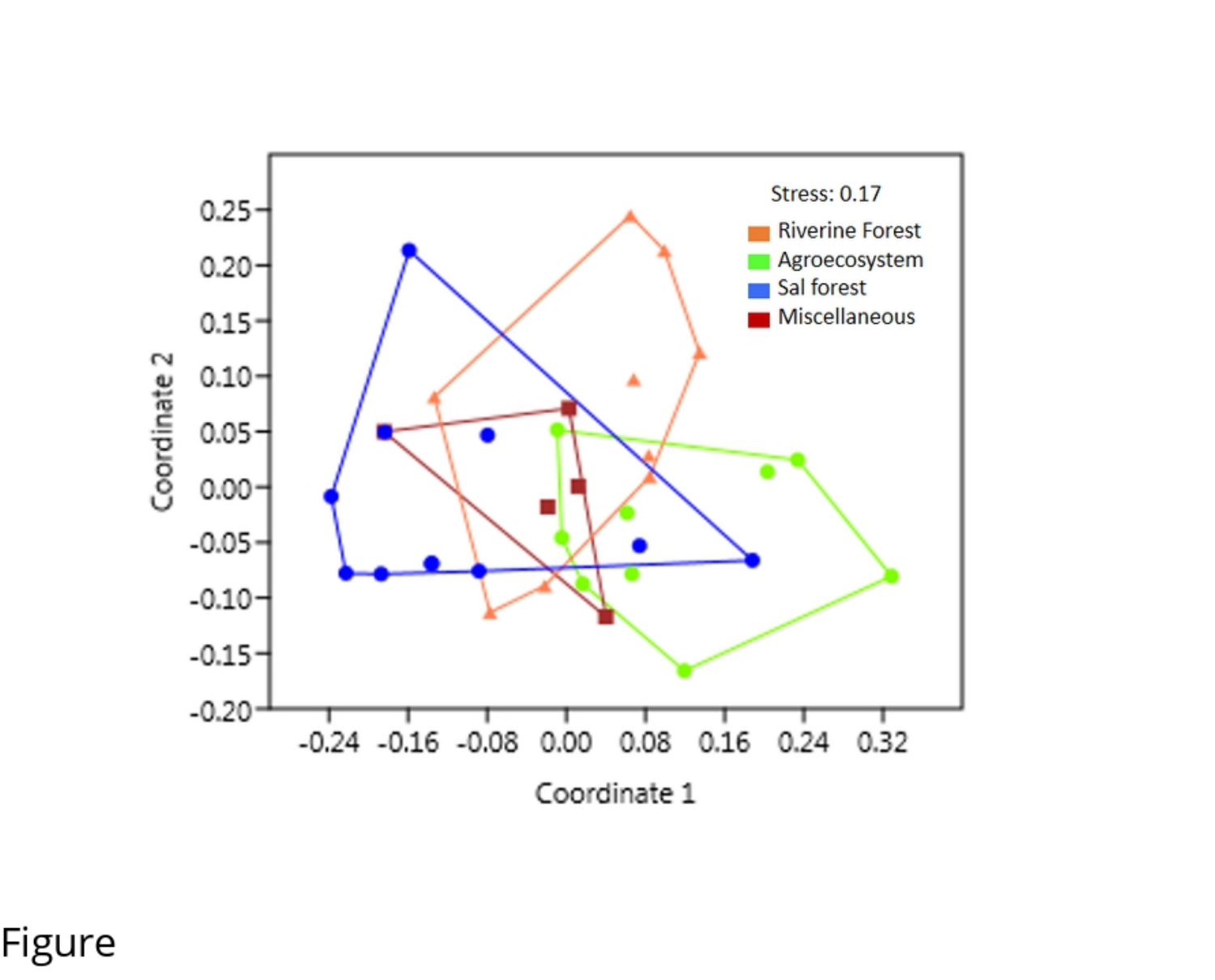Figure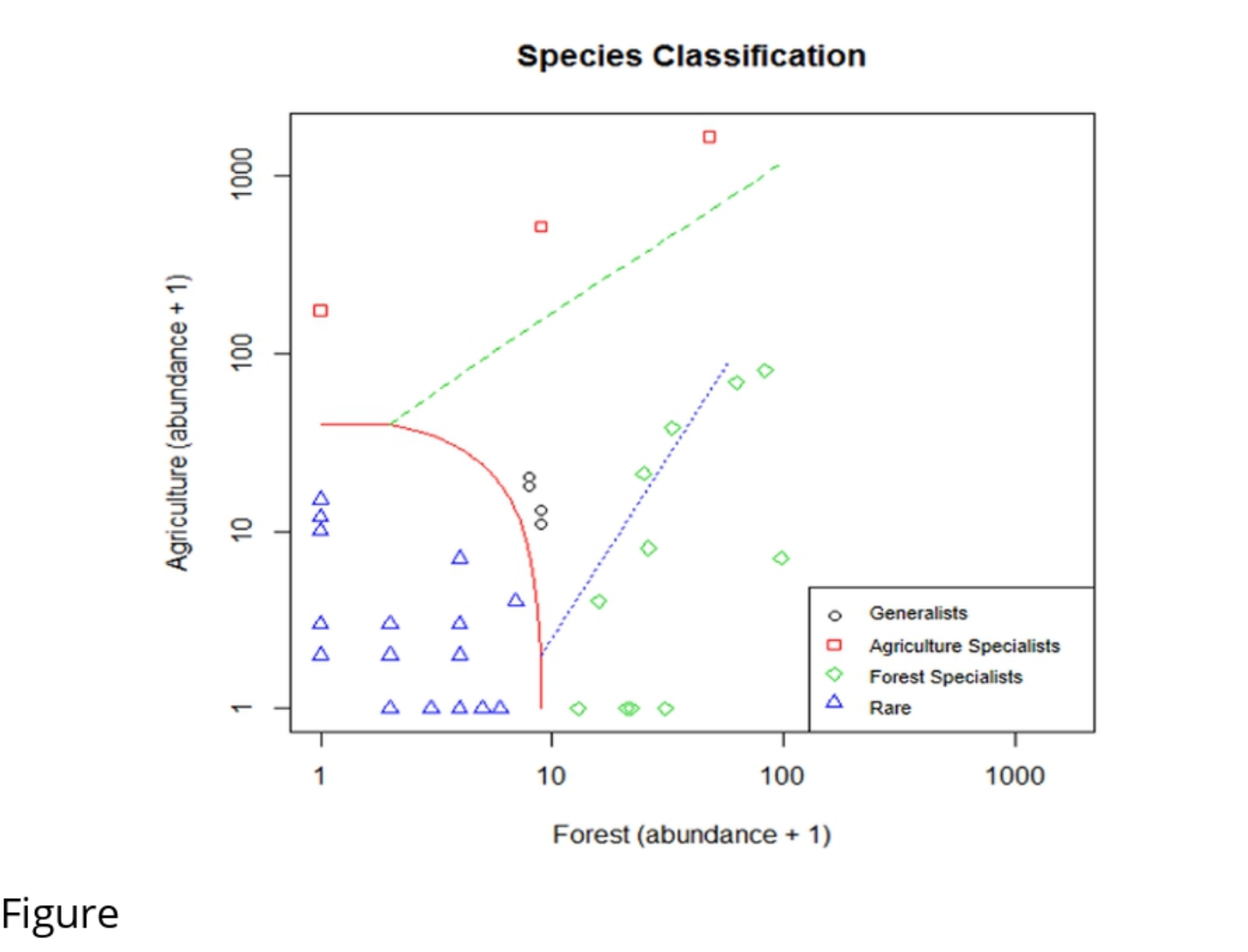Figure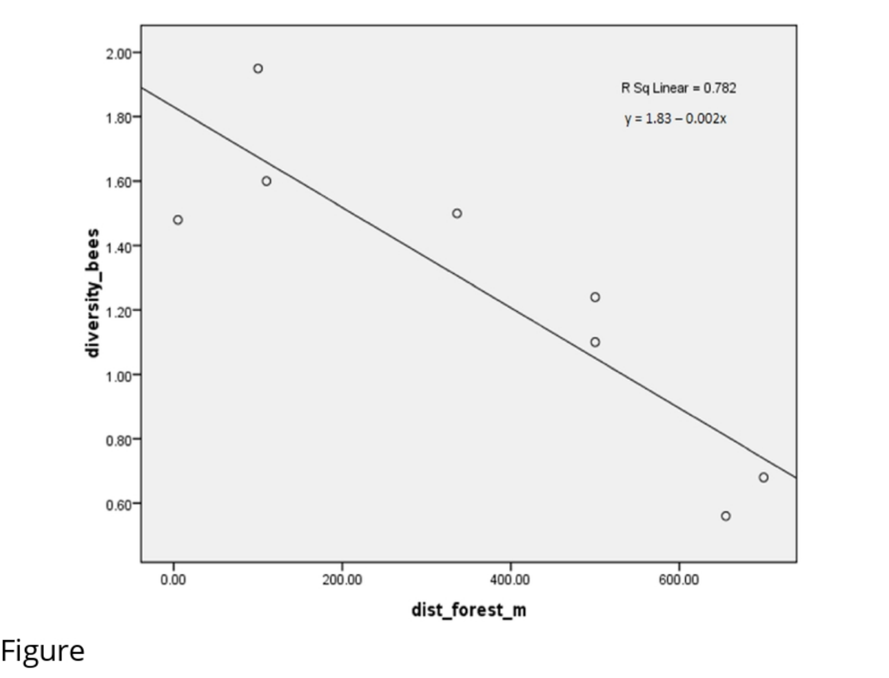R Sq Linear = 0.782

y = 1.83 – 0.002x

diversity_bees

2.00
1.80
1.60
1.40
1.20
1.00
0.80
0.60

0.00
200.00
400.00
600.00

dist_forest_m

Figure